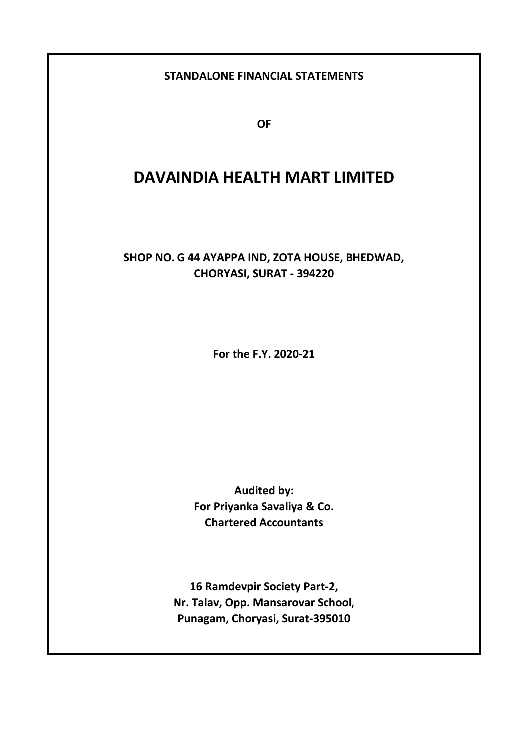**STANDALONE FINANCIAL STATEMENTS**

**OF**

# DAVAINDIA HEALTH MART LIMITED

**SHOP NO. G 44 AYAPPA IND, ZOTA HOUSE, BHEDWAD, CHORYASI, SURAT - 394220**

**For the F.Y. 2020-21**

**Audited by:**
**For Priyanka Savaliya & Co.**
**Chartered Accountants**

**16 Ramdevpir Society Part-2,**
**Nr. Talav, Opp. Mansarovar School,**
**Punagam, Choryasi, Surat-395010**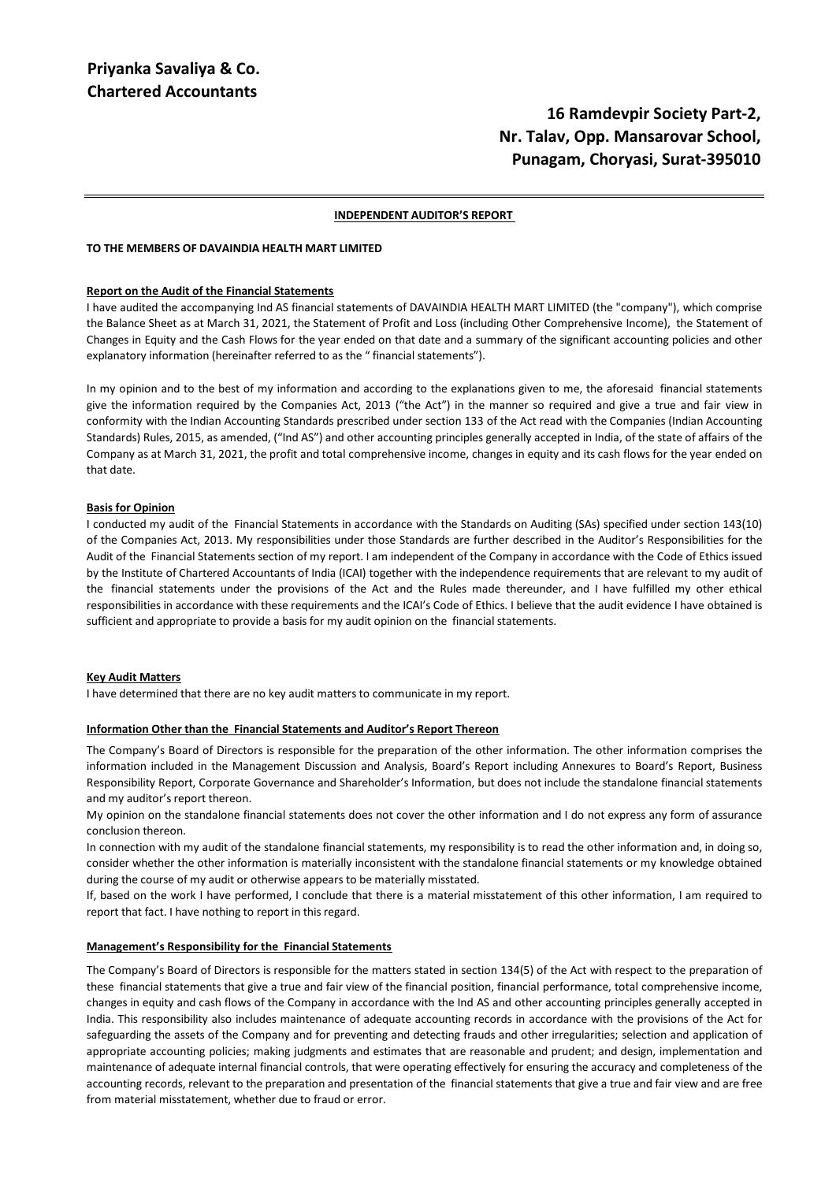# Priyanka Savaliya & Co.
# Chartered Accountants

**16 Ramdevpir Society Part-2,**
**Nr. Talav, Opp. Mansarovar School,**
**Punagam, Choryasi, Surat-395010**

---

## INDEPENDENT AUDITOR'S REPORT

**TO THE MEMBERS OF DAVAINDIA HEALTH MART LIMITED**

### Report on the Audit of the Financial Statements

I have audited the accompanying Ind AS financial statements of DAVAINDIA HEALTH MART LIMITED (the "company"), which comprise the Balance Sheet as at March 31, 2021, the Statement of Profit and Loss (including Other Comprehensive Income), the Statement of Changes in Equity and the Cash Flows for the year ended on that date and a summary of the significant accounting policies and other explanatory information (hereinafter referred to as the " financial statements").

In my opinion and to the best of my information and according to the explanations given to me, the aforesaid financial statements give the information required by the Companies Act, 2013 ("the Act") in the manner so required and give a true and fair view in conformity with the Indian Accounting Standards prescribed under section 133 of the Act read with the Companies (Indian Accounting Standards) Rules, 2015, as amended, ("Ind AS") and other accounting principles generally accepted in India, of the state of affairs of the Company as at March 31, 2021, the profit and total comprehensive income, changes in equity and its cash flows for the year ended on that date.

### Basis for Opinion

I conducted my audit of the Financial Statements in accordance with the Standards on Auditing (SAs) specified under section 143(10) of the Companies Act, 2013. My responsibilities under those Standards are further described in the Auditor's Responsibilities for the Audit of the Financial Statements section of my report. I am independent of the Company in accordance with the Code of Ethics issued by the Institute of Chartered Accountants of India (ICAI) together with the independence requirements that are relevant to my audit of the financial statements under the provisions of the Act and the Rules made thereunder, and I have fulfilled my other ethical responsibilities in accordance with these requirements and the ICAI's Code of Ethics. I believe that the audit evidence I have obtained is sufficient and appropriate to provide a basis for my audit opinion on the financial statements.

### Key Audit Matters

I have determined that there are no key audit matters to communicate in my report.

### Information Other than the Financial Statements and Auditor's Report Thereon

The Company's Board of Directors is responsible for the preparation of the other information. The other information comprises the information included in the Management Discussion and Analysis, Board's Report including Annexures to Board's Report, Business Responsibility Report, Corporate Governance and Shareholder's Information, but does not include the standalone financial statements and my auditor's report thereon.

My opinion on the standalone financial statements does not cover the other information and I do not express any form of assurance conclusion thereon.

In connection with my audit of the standalone financial statements, my responsibility is to read the other information and, in doing so, consider whether the other information is materially inconsistent with the standalone financial statements or my knowledge obtained during the course of my audit or otherwise appears to be materially misstated.

If, based on the work I have performed, I conclude that there is a material misstatement of this other information, I am required to report that fact. I have nothing to report in this regard.

### Management's Responsibility for the Financial Statements

The Company's Board of Directors is responsible for the matters stated in section 134(5) of the Act with respect to the preparation of these financial statements that give a true and fair view of the financial position, financial performance, total comprehensive income, changes in equity and cash flows of the Company in accordance with the Ind AS and other accounting principles generally accepted in India. This responsibility also includes maintenance of adequate accounting records in accordance with the provisions of the Act for safeguarding the assets of the Company and for preventing and detecting frauds and other irregularities; selection and application of appropriate accounting policies; making judgments and estimates that are reasonable and prudent; and design, implementation and maintenance of adequate internal financial controls, that were operating effectively for ensuring the accuracy and completeness of the accounting records, relevant to the preparation and presentation of the financial statements that give a true and fair view and are free from material misstatement, whether due to fraud or error.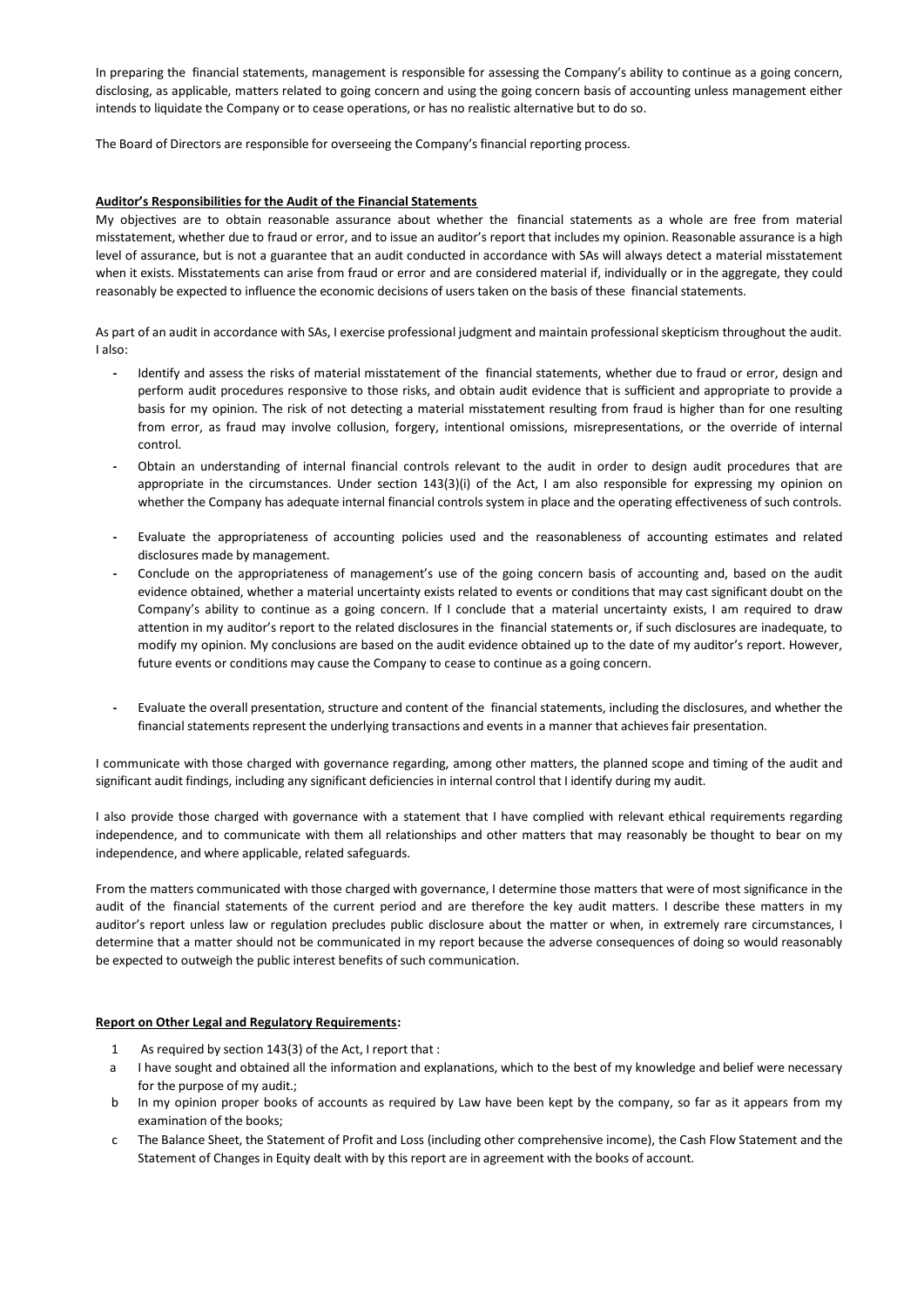In preparing the financial statements, management is responsible for assessing the Company's ability to continue as a going concern, disclosing, as applicable, matters related to going concern and using the going concern basis of accounting unless management either intends to liquidate the Company or to cease operations, or has no realistic alternative but to do so.

The Board of Directors are responsible for overseeing the Company's financial reporting process.

**Auditor's Responsibilities for the Audit of the Financial Statements**

My objectives are to obtain reasonable assurance about whether the financial statements as a whole are free from material misstatement, whether due to fraud or error, and to issue an auditor's report that includes my opinion. Reasonable assurance is a high level of assurance, but is not a guarantee that an audit conducted in accordance with SAs will always detect a material misstatement when it exists. Misstatements can arise from fraud or error and are considered material if, individually or in the aggregate, they could reasonably be expected to influence the economic decisions of users taken on the basis of these financial statements.

As part of an audit in accordance with SAs, I exercise professional judgment and maintain professional skepticism throughout the audit. I also:

- Identify and assess the risks of material misstatement of the financial statements, whether due to fraud or error, design and perform audit procedures responsive to those risks, and obtain audit evidence that is sufficient and appropriate to provide a basis for my opinion. The risk of not detecting a material misstatement resulting from fraud is higher than for one resulting from error, as fraud may involve collusion, forgery, intentional omissions, misrepresentations, or the override of internal control.
- Obtain an understanding of internal financial controls relevant to the audit in order to design audit procedures that are appropriate in the circumstances. Under section 143(3)(i) of the Act, I am also responsible for expressing my opinion on whether the Company has adequate internal financial controls system in place and the operating effectiveness of such controls.
- Evaluate the appropriateness of accounting policies used and the reasonableness of accounting estimates and related disclosures made by management.
- Conclude on the appropriateness of management's use of the going concern basis of accounting and, based on the audit evidence obtained, whether a material uncertainty exists related to events or conditions that may cast significant doubt on the Company's ability to continue as a going concern. If I conclude that a material uncertainty exists, I am required to draw attention in my auditor's report to the related disclosures in the financial statements or, if such disclosures are inadequate, to modify my opinion. My conclusions are based on the audit evidence obtained up to the date of my auditor's report. However, future events or conditions may cause the Company to cease to continue as a going concern.
- Evaluate the overall presentation, structure and content of the financial statements, including the disclosures, and whether the financial statements represent the underlying transactions and events in a manner that achieves fair presentation.

I communicate with those charged with governance regarding, among other matters, the planned scope and timing of the audit and significant audit findings, including any significant deficiencies in internal control that I identify during my audit.

I also provide those charged with governance with a statement that I have complied with relevant ethical requirements regarding independence, and to communicate with them all relationships and other matters that may reasonably be thought to bear on my independence, and where applicable, related safeguards.

From the matters communicated with those charged with governance, I determine those matters that were of most significance in the audit of the financial statements of the current period and are therefore the key audit matters. I describe these matters in my auditor's report unless law or regulation precludes public disclosure about the matter or when, in extremely rare circumstances, I determine that a matter should not be communicated in my report because the adverse consequences of doing so would reasonably be expected to outweigh the public interest benefits of such communication.

**Report on Other Legal and Regulatory Requirements:**

1 As required by section 143(3) of the Act, I report that :

a I have sought and obtained all the information and explanations, which to the best of my knowledge and belief were necessary for the purpose of my audit.;

b In my opinion proper books of accounts as required by Law have been kept by the company, so far as it appears from my examination of the books;

c The Balance Sheet, the Statement of Profit and Loss (including other comprehensive income), the Cash Flow Statement and the Statement of Changes in Equity dealt with by this report are in agreement with the books of account.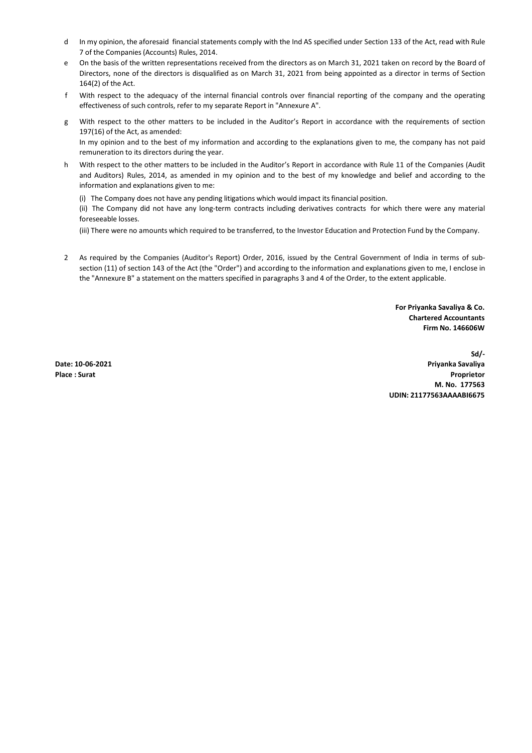d In my opinion, the aforesaid financial statements comply with the Ind AS specified under Section 133 of the Act, read with Rule 7 of the Companies (Accounts) Rules, 2014.

e On the basis of the written representations received from the directors as on March 31, 2021 taken on record by the Board of Directors, none of the directors is disqualified as on March 31, 2021 from being appointed as a director in terms of Section 164(2) of the Act.

f With respect to the adequacy of the internal financial controls over financial reporting of the company and the operating effectiveness of such controls, refer to my separate Report in "Annexure A".

g With respect to the other matters to be included in the Auditor's Report in accordance with the requirements of section 197(16) of the Act, as amended:
In my opinion and to the best of my information and according to the explanations given to me, the company has not paid remuneration to its directors during the year.

h With respect to the other matters to be included in the Auditor's Report in accordance with Rule 11 of the Companies (Audit and Auditors) Rules, 2014, as amended in my opinion and to the best of my knowledge and belief and according to the information and explanations given to me:

(i) The Company does not have any pending litigations which would impact its financial position.

(ii) The Company did not have any long-term contracts including derivatives contracts for which there were any material foreseeable losses.

(iii) There were no amounts which required to be transferred, to the Investor Education and Protection Fund by the Company.

2 As required by the Companies (Auditor's Report) Order, 2016, issued by the Central Government of India in terms of sub-section (11) of section 143 of the Act (the "Order") and according to the information and explanations given to me, I enclose in the "Annexure B" a statement on the matters specified in paragraphs 3 and 4 of the Order, to the extent applicable.

**For Priyanka Savaliya & Co.**
**Chartered Accountants**
**Firm No. 146606W**

**Sd/-**
**Priyanka Savaliya**
**Proprietor**
**M. No. 177563**
**UDIN: 21177563AAAABI6675**

**Date: 10-06-2021**
**Place : Surat**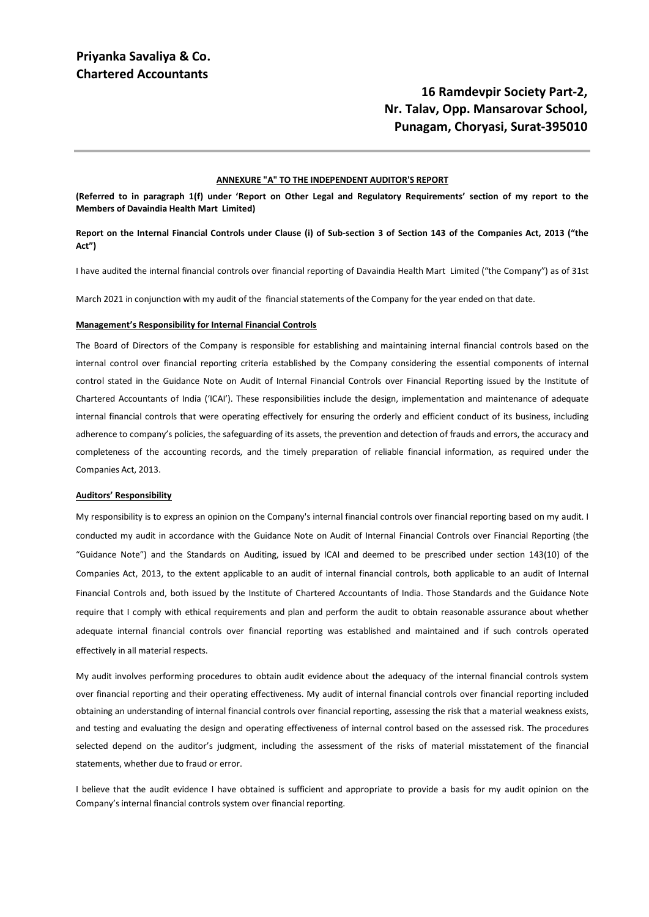**Priyanka Savaliya & Co.**
**Chartered Accountants**

**16 Ramdevpir Society Part-2,**
**Nr. Talav, Opp. Mansarovar School,**
**Punagam, Choryasi, Surat-395010**

**ANNEXURE "A" TO THE INDEPENDENT AUDITOR'S REPORT**

**(Referred to in paragraph 1(f) under 'Report on Other Legal and Regulatory Requirements' section of my report to the Members of Davaindia Health Mart Limited)**

**Report on the Internal Financial Controls under Clause (i) of Sub-section 3 of Section 143 of the Companies Act, 2013 ("the Act")**

I have audited the internal financial controls over financial reporting of Davaindia Health Mart Limited ("the Company") as of 31st March 2021 in conjunction with my audit of the financial statements of the Company for the year ended on that date.

**Management's Responsibility for Internal Financial Controls**

The Board of Directors of the Company is responsible for establishing and maintaining internal financial controls based on the internal control over financial reporting criteria established by the Company considering the essential components of internal control stated in the Guidance Note on Audit of Internal Financial Controls over Financial Reporting issued by the Institute of Chartered Accountants of India ('ICAI'). These responsibilities include the design, implementation and maintenance of adequate internal financial controls that were operating effectively for ensuring the orderly and efficient conduct of its business, including adherence to company's policies, the safeguarding of its assets, the prevention and detection of frauds and errors, the accuracy and completeness of the accounting records, and the timely preparation of reliable financial information, as required under the Companies Act, 2013.

**Auditors' Responsibility**

My responsibility is to express an opinion on the Company's internal financial controls over financial reporting based on my audit. I conducted my audit in accordance with the Guidance Note on Audit of Internal Financial Controls over Financial Reporting (the "Guidance Note") and the Standards on Auditing, issued by ICAI and deemed to be prescribed under section 143(10) of the Companies Act, 2013, to the extent applicable to an audit of internal financial controls, both applicable to an audit of Internal Financial Controls and, both issued by the Institute of Chartered Accountants of India. Those Standards and the Guidance Note require that I comply with ethical requirements and plan and perform the audit to obtain reasonable assurance about whether adequate internal financial controls over financial reporting was established and maintained and if such controls operated effectively in all material respects.

My audit involves performing procedures to obtain audit evidence about the adequacy of the internal financial controls system over financial reporting and their operating effectiveness. My audit of internal financial controls over financial reporting included obtaining an understanding of internal financial controls over financial reporting, assessing the risk that a material weakness exists, and testing and evaluating the design and operating effectiveness of internal control based on the assessed risk. The procedures selected depend on the auditor's judgment, including the assessment of the risks of material misstatement of the financial statements, whether due to fraud or error.

I believe that the audit evidence I have obtained is sufficient and appropriate to provide a basis for my audit opinion on the Company's internal financial controls system over financial reporting.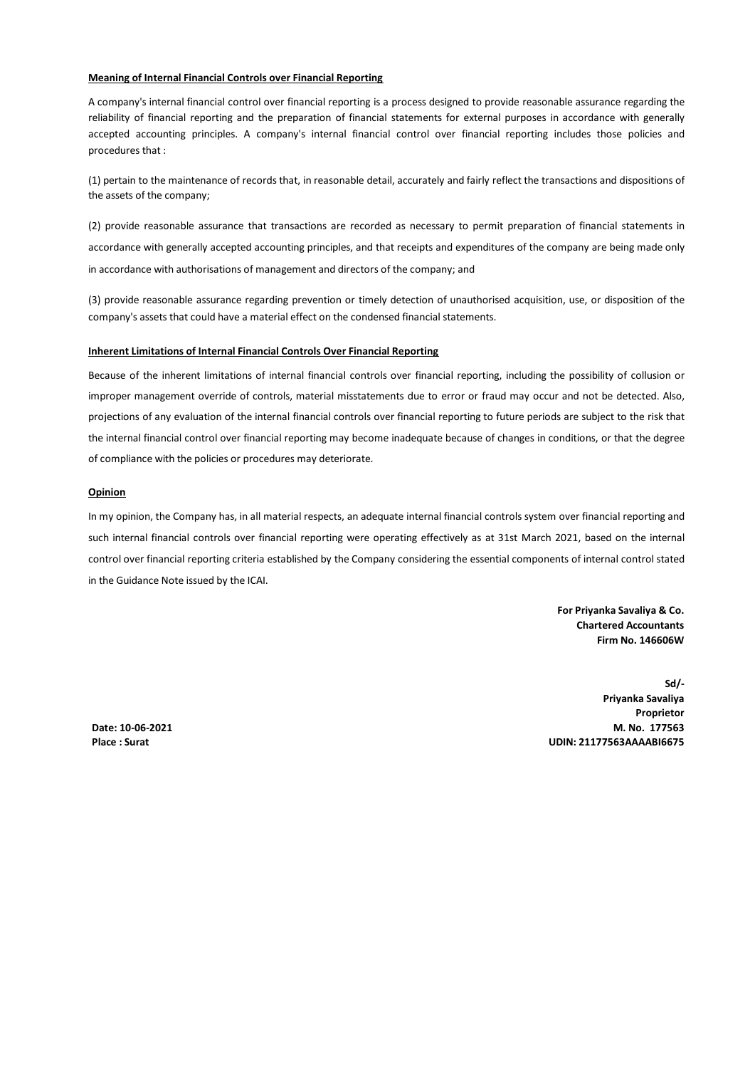### Meaning of Internal Financial Controls over Financial Reporting

A company's internal financial control over financial reporting is a process designed to provide reasonable assurance regarding the reliability of financial reporting and the preparation of financial statements for external purposes in accordance with generally accepted accounting principles. A company's internal financial control over financial reporting includes those policies and procedures that :

(1) pertain to the maintenance of records that, in reasonable detail, accurately and fairly reflect the transactions and dispositions of the assets of the company;

(2) provide reasonable assurance that transactions are recorded as necessary to permit preparation of financial statements in accordance with generally accepted accounting principles, and that receipts and expenditures of the company are being made only in accordance with authorisations of management and directors of the company; and

(3) provide reasonable assurance regarding prevention or timely detection of unauthorised acquisition, use, or disposition of the company's assets that could have a material effect on the condensed financial statements.

### Inherent Limitations of Internal Financial Controls Over Financial Reporting

Because of the inherent limitations of internal financial controls over financial reporting, including the possibility of collusion or improper management override of controls, material misstatements due to error or fraud may occur and not be detected. Also, projections of any evaluation of the internal financial controls over financial reporting to future periods are subject to the risk that the internal financial control over financial reporting may become inadequate because of changes in conditions, or that the degree of compliance with the policies or procedures may deteriorate.

### Opinion

In my opinion, the Company has, in all material respects, an adequate internal financial controls system over financial reporting and such internal financial controls over financial reporting were operating effectively as at 31st March 2021, based on the internal control over financial reporting criteria established by the Company considering the essential components of internal control stated in the Guidance Note issued by the ICAI.

**For Priyanka Savaliya & Co.**
**Chartered Accountants**
**Firm No. 146606W**

**Sd/-**
**Priyanka Savaliya**
**Proprietor**
**M. No. 177563**
**UDIN: 21177563AAAABI6675**

**Date: 10-06-2021**
**Place : Surat**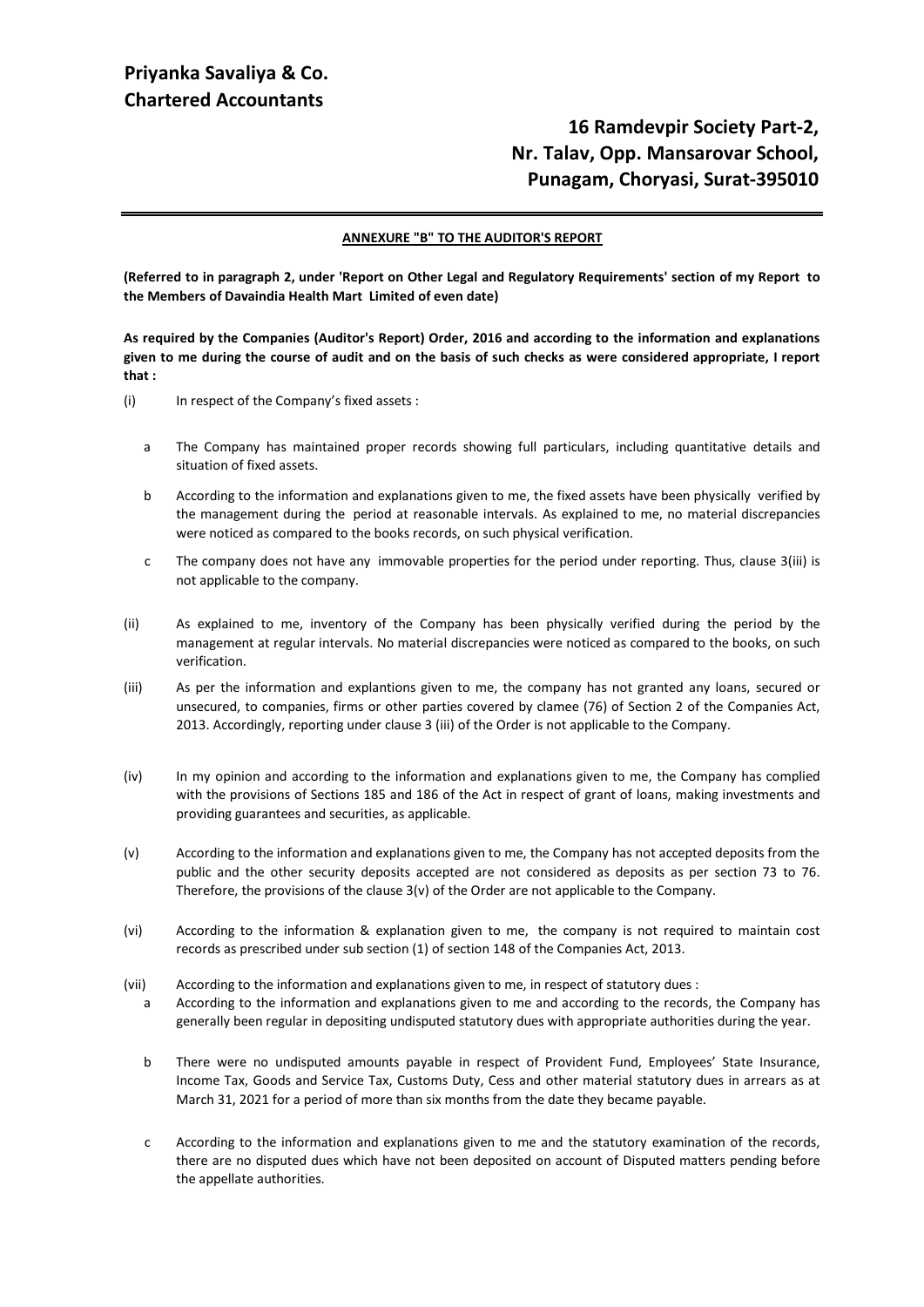**Priyanka Savaliya & Co.**
**Chartered Accountants**

**16 Ramdevpir Society Part-2,**
**Nr. Talav, Opp. Mansarovar School,**
**Punagam, Choryasi, Surat-395010**

**ANNEXURE "B" TO THE AUDITOR'S REPORT**

**(Referred to in paragraph 2, under 'Report on Other Legal and Regulatory Requirements' section of my Report to the Members of Davaindia Health Mart Limited of even date)**

**As required by the Companies (Auditor's Report) Order, 2016 and according to the information and explanations given to me during the course of audit and on the basis of such checks as were considered appropriate, I report that :**

(i) In respect of the Company's fixed assets :

   a The Company has maintained proper records showing full particulars, including quantitative details and situation of fixed assets.

   b According to the information and explanations given to me, the fixed assets have been physically verified by the management during the period at reasonable intervals. As explained to me, no material discrepancies were noticed as compared to the books records, on such physical verification.

   c The company does not have any immovable properties for the period under reporting. Thus, clause 3(iii) is not applicable to the company.

(ii) As explained to me, inventory of the Company has been physically verified during the period by the management at regular intervals. No material discrepancies were noticed as compared to the books, on such verification.

(iii) As per the information and explantions given to me, the company has not granted any loans, secured or unsecured, to companies, firms or other parties covered by clamee (76) of Section 2 of the Companies Act, 2013. Accordingly, reporting under clause 3 (iii) of the Order is not applicable to the Company.

(iv) In my opinion and according to the information and explanations given to me, the Company has complied with the provisions of Sections 185 and 186 of the Act in respect of grant of loans, making investments and providing guarantees and securities, as applicable.

(v) According to the information and explanations given to me, the Company has not accepted deposits from the public and the other security deposits accepted are not considered as deposits as per section 73 to 76. Therefore, the provisions of the clause 3(v) of the Order are not applicable to the Company.

(vi) According to the information & explanation given to me, the company is not required to maintain cost records as prescribed under sub section (1) of section 148 of the Companies Act, 2013.

(vii) According to the information and explanations given to me, in respect of statutory dues :

   a According to the information and explanations given to me and according to the records, the Company has generally been regular in depositing undisputed statutory dues with appropriate authorities during the year.

   b There were no undisputed amounts payable in respect of Provident Fund, Employees' State Insurance, Income Tax, Goods and Service Tax, Customs Duty, Cess and other material statutory dues in arrears as at March 31, 2021 for a period of more than six months from the date they became payable.

   c According to the information and explanations given to me and the statutory examination of the records, there are no disputed dues which have not been deposited on account of Disputed matters pending before the appellate authorities.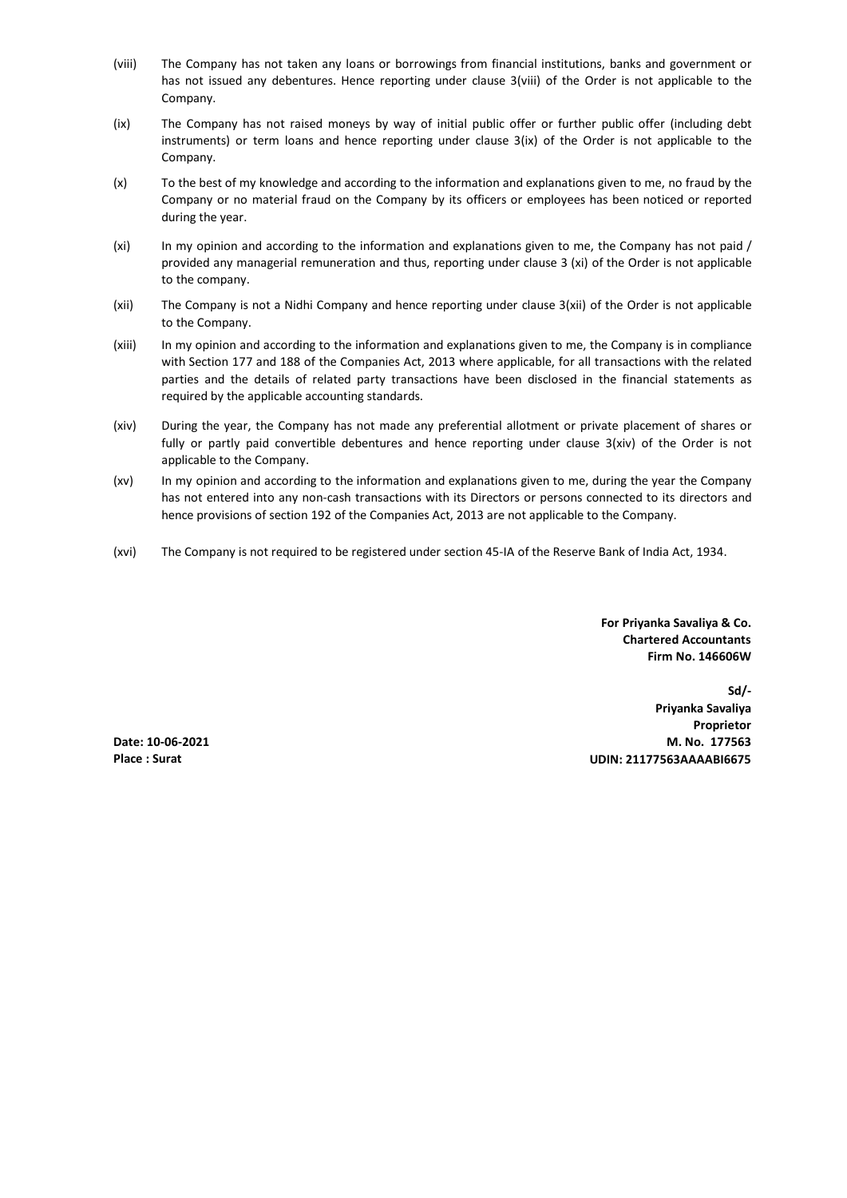(viii) The Company has not taken any loans or borrowings from financial institutions, banks and government or has not issued any debentures. Hence reporting under clause 3(viii) of the Order is not applicable to the Company.

(ix) The Company has not raised moneys by way of initial public offer or further public offer (including debt instruments) or term loans and hence reporting under clause 3(ix) of the Order is not applicable to the Company.

(x) To the best of my knowledge and according to the information and explanations given to me, no fraud by the Company or no material fraud on the Company by its officers or employees has been noticed or reported during the year.

(xi) In my opinion and according to the information and explanations given to me, the Company has not paid / provided any managerial remuneration and thus, reporting under clause 3 (xi) of the Order is not applicable to the company.

(xii) The Company is not a Nidhi Company and hence reporting under clause 3(xii) of the Order is not applicable to the Company.

(xiii) In my opinion and according to the information and explanations given to me, the Company is in compliance with Section 177 and 188 of the Companies Act, 2013 where applicable, for all transactions with the related parties and the details of related party transactions have been disclosed in the financial statements as required by the applicable accounting standards.

(xiv) During the year, the Company has not made any preferential allotment or private placement of shares or fully or partly paid convertible debentures and hence reporting under clause 3(xiv) of the Order is not applicable to the Company.

(xv) In my opinion and according to the information and explanations given to me, during the year the Company has not entered into any non-cash transactions with its Directors or persons connected to its directors and hence provisions of section 192 of the Companies Act, 2013 are not applicable to the Company.

(xvi) The Company is not required to be registered under section 45-IA of the Reserve Bank of India Act, 1934.

**For Priyanka Savaliya & Co.**
**Chartered Accountants**
**Firm No. 146606W**

**Sd/-**
**Priyanka Savaliya**
**Proprietor**
**M. No. 177563**
**UDIN: 21177563AAAABI6675**

**Date: 10-06-2021**
**Place : Surat**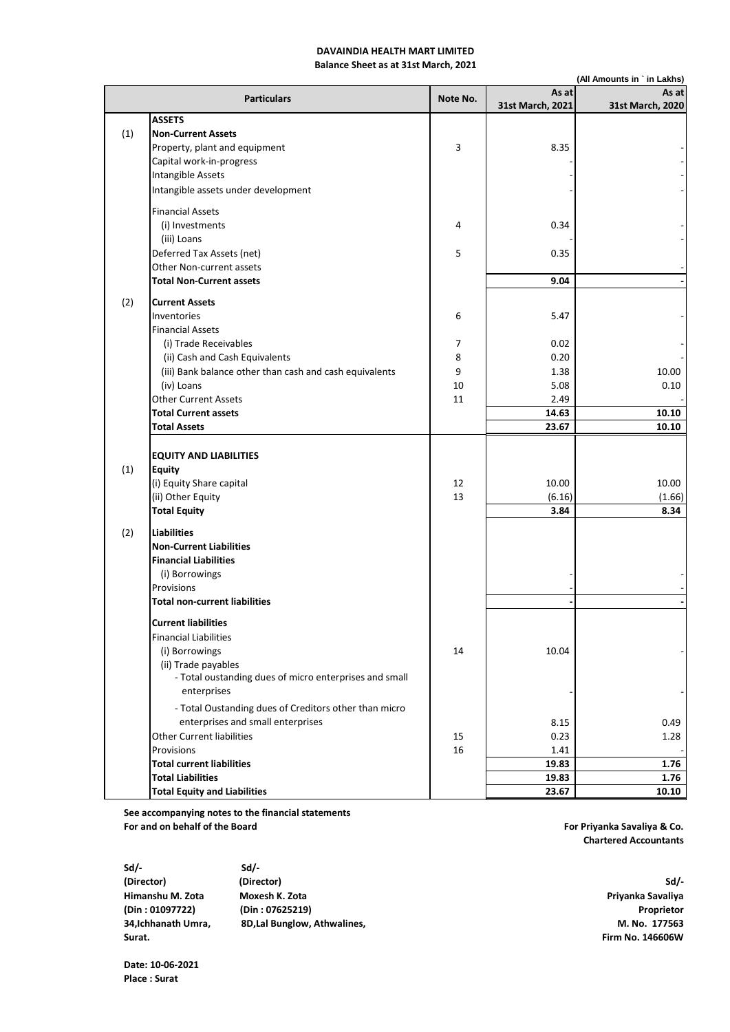# DAVAINDIA HEALTH MART LIMITED

## Balance Sheet as at 31st March, 2021

(All Amounts in ` in Lakhs)

| | Particulars | Note No. | As at 31st March, 2021 | As at 31st March, 2020 |
|---|---|---|---|---|
| | **ASSETS** | | | |
| (1) | **Non-Current Assets** | | | |
| | Property, plant and equipment | 3 | 8.35 | - |
| | Capital work-in-progress | | - | - |
| | Intangible Assets | | - | - |
| | Intangible assets under development | | - | - |
| | Financial Assets | | | |
| | (i) Investments | 4 | 0.34 | - |
| | (iii) Loans | | - | - |
| | Deferred Tax Assets (net) | 5 | 0.35 | |
| | Other Non-current assets | | | - |
| | **Total Non-Current assets** | | **9.04** | **-** |
| (2) | **Current Assets** | | | |
| | Inventories | 6 | 5.47 | - |
| | Financial Assets | | | |
| | (i) Trade Receivables | 7 | 0.02 | - |
| | (ii) Cash and Cash Equivalents | 8 | 0.20 | - |
| | (iii) Bank balance other than cash and cash equivalents | 9 | 1.38 | 10.00 |
| | (iv) Loans | 10 | 5.08 | 0.10 |
| | Other Current Assets | 11 | 2.49 | - |
| | **Total Current assets** | | **14.63** | **10.10** |
| | **Total Assets** | | **23.67** | **10.10** |
| | **EQUITY AND LIABILITIES** | | | |
| (1) | **Equity** | | | |
| | (i) Equity Share capital | 12 | 10.00 | 10.00 |
| | (ii) Other Equity | 13 | (6.16) | (1.66) |
| | **Total Equity** | | **3.84** | **8.34** |
| (2) | **Liabilities** | | | |
| | **Non-Current Liabilities** | | | |
| | **Financial Liabilities** | | | |
| | (i) Borrowings | | - | - |
| | Provisions | | - | - |
| | **Total non-current liabilities** | | **-** | **-** |
| | **Current liabilities** | | | |
| | Financial Liabilities | | | |
| | (i) Borrowings | 14 | 10.04 | - |
| | (ii) Trade payables | | | |
| | - Total oustanding dues of micro enterprises and small enterprises | | - | - |
| | - Total Oustanding dues of Creditors other than micro enterprises and small enterprises | | 8.15 | 0.49 |
| | Other Current liabilities | 15 | 0.23 | 1.28 |
| | Provisions | 16 | 1.41 | - |
| | **Total current liabilities** | | **19.83** | **1.76** |
| | **Total Liabilities** | | **19.83** | **1.76** |
| | **Total Equity and Liabilities** | | **23.67** | **10.10** |

**See accompanying notes to the financial statements**

**For and on behalf of the Board**

**For Priyanka Savaliya & Co.**
**Chartered Accountants**

| Sd/- | Sd/- | Sd/- |
|---|---|---|
| **(Director)** | **(Director)** | **Priyanka Savaliya** |
| **Himanshu M. Zota** | **Moxesh K. Zota** | **Proprietor** |
| **(Din : 01097722)** | **(Din : 07625219)** | **M. No. 177563** |
| **34,Ichhanath Umra, Surat.** | **8D,Lal Bunglow, Athwalines,** | **Firm No. 146606W** |

**Date: 10-06-2021**
**Place : Surat**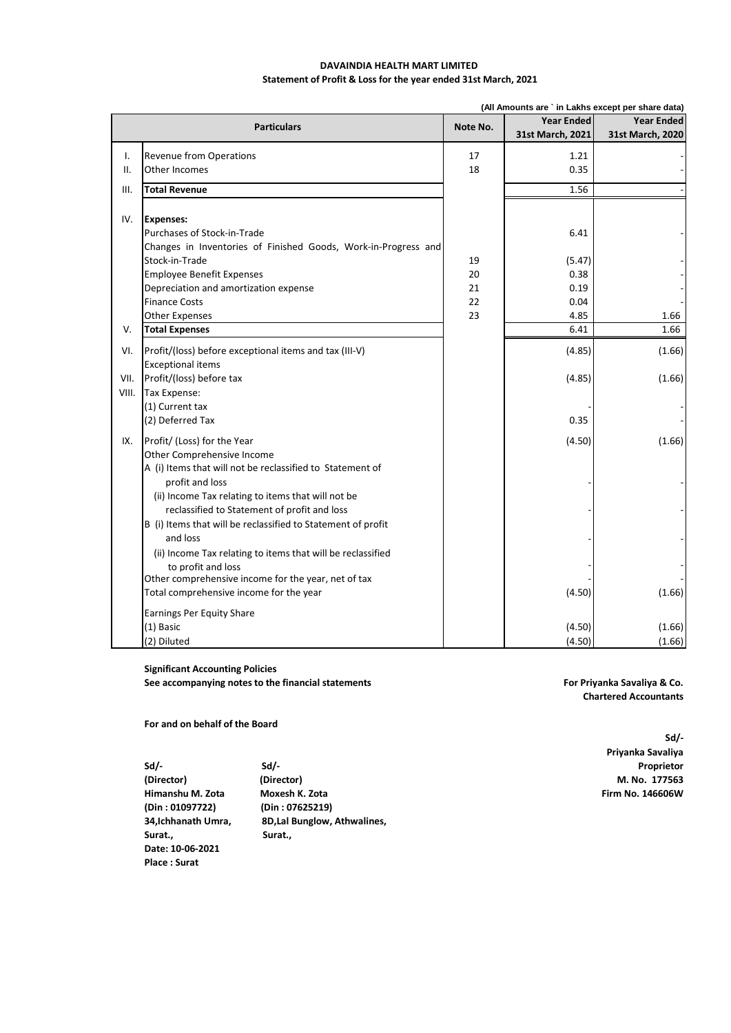**DAVAINDIA HEALTH MART LIMITED**

**Statement of Profit & Loss for the year ended 31st March, 2021**

(All Amounts are ` in Lakhs except per share data)

| | Particulars | Note No. | Year Ended 31st March, 2021 | Year Ended 31st March, 2020 |
|---|---|---|---|---|
| I. | Revenue from Operations | 17 | 1.21 | - |
| II. | Other Incomes | 18 | 0.35 | - |
| III. | **Total Revenue** | | 1.56 | - |
| IV. | **Expenses:** | | | |
| | Purchases of Stock-in-Trade | | 6.41 | - |
| | Changes in Inventories of Finished Goods, Work-in-Progress and Stock-in-Trade | 19 | (5.47) | - |
| | Employee Benefit Expenses | 20 | 0.38 | - |
| | Depreciation and amortization expense | 21 | 0.19 | - |
| | Finance Costs | 22 | 0.04 | - |
| | Other Expenses | 23 | 4.85 | 1.66 |
| V. | **Total Expenses** | | 6.41 | 1.66 |
| VI. | Profit/(loss) before exceptional items and tax (III-V) | | (4.85) | (1.66) |
| | Exceptional items | | | |
| VII. | Profit/(loss) before tax | | (4.85) | (1.66) |
| VIII. | Tax Expense: | | | |
| | (1) Current tax | | - | - |
| | (2) Deferred Tax | | 0.35 | - |
| IX. | Profit/ (Loss) for the Year | | (4.50) | (1.66) |
| | Other Comprehensive Income | | | |
| | A (i) Items that will not be reclassified to Statement of profit and loss | | - | - |
| | (ii) Income Tax relating to items that will not be reclassified to Statement of profit and loss | | - | - |
| | B (i) Items that will be reclassified to Statement of profit and loss | | - | - |
| | (ii) Income Tax relating to items that will be reclassified to profit and loss | | - | - |
| | Other comprehensive income for the year, net of tax | | - | - |
| | Total comprehensive income for the year | | (4.50) | (1.66) |
| | Earnings Per Equity Share | | | |
| | (1) Basic | | (4.50) | (1.66) |
| | (2) Diluted | | (4.50) | (1.66) |

**Significant Accounting Policies**
**See accompanying notes to the financial statements**

**For Priyanka Savaliya & Co.**
**Chartered Accountants**

**For and on behalf of the Board**

**Sd/-**
**Priyanka Savaliya**
**Proprietor**
**M. No. 177563**
**Firm No. 146606W**

| | |
|---|---|
| **Sd/-** | **Sd/-** |
| **(Director)** | **(Director)** |
| **Himanshu M. Zota** | **Moxesh K. Zota** |
| **(Din : 01097722)** | **(Din : 07625219)** |
| **34,Ichhanath Umra,** | **8D,Lal Bunglow, Athwalines,** |
| **Surat.,** | **Surat.,** |

**Date: 10-06-2021**
**Place : Surat**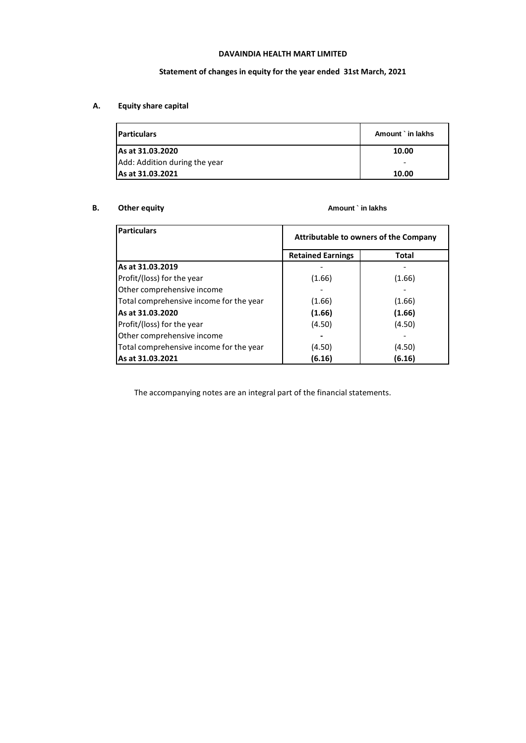**DAVAINDIA HEALTH MART LIMITED**

**Statement of changes in equity for the year ended 31st March, 2021**

**A. Equity share capital**

| **Particulars** | **Amount ` in lakhs** |
|---|---|
| **As at 31.03.2020** | **10.00** |
| Add: Addition during the year | - |
| **As at 31.03.2021** | **10.00** |

**B. Other equity**

Amount ` in lakhs

| **Particulars** | **Attributable to owners of the Company** | |
|---|---|---|
| | **Retained Earnings** | **Total** |
| **As at 31.03.2019** | - | - |
| Profit/(loss) for the year | (1.66) | (1.66) |
| Other comprehensive income | - | - |
| Total comprehensive income for the year | (1.66) | (1.66) |
| **As at 31.03.2020** | **(1.66)** | **(1.66)** |
| Profit/(loss) for the year | (4.50) | (4.50) |
| Other comprehensive income | - | - |
| Total comprehensive income for the year | (4.50) | (4.50) |
| **As at 31.03.2021** | **(6.16)** | **(6.16)** |

The accompanying notes are an integral part of the financial statements.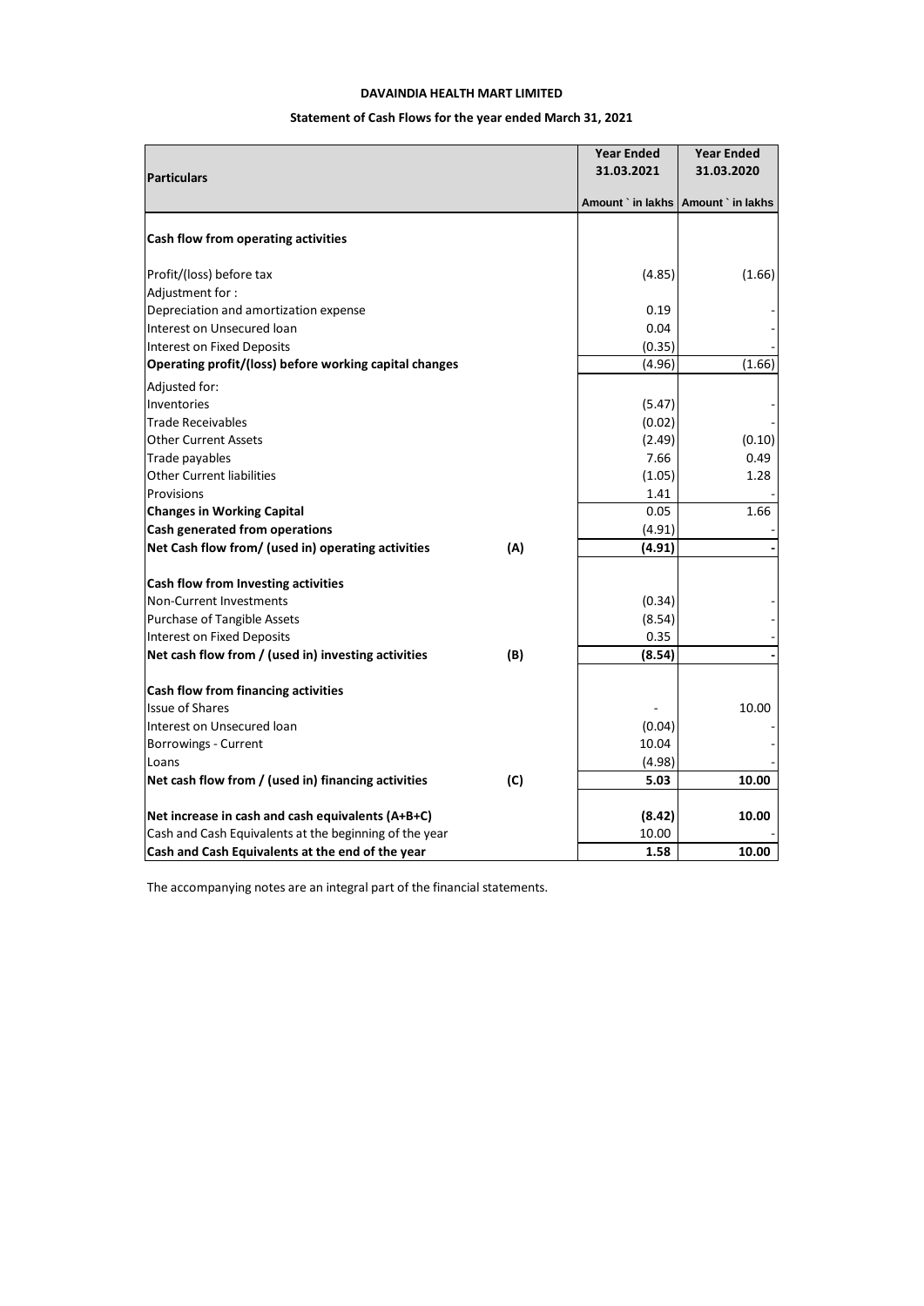**DAVAINDIA HEALTH MART LIMITED**

**Statement of Cash Flows for the year ended March 31, 2021**

| Particulars | | Year Ended 31.03.2021 | Year Ended 31.03.2020 |
|---|---|---|---|
| | | Amount ` in lakhs | Amount ` in lakhs |
| **Cash flow from operating activities** | | | |
| Profit/(loss) before tax | | (4.85) | (1.66) |
| Adjustment for : | | | |
| Depreciation and amortization expense | | 0.19 | - |
| Interest on Unsecured loan | | 0.04 | - |
| Interest on Fixed Deposits | | (0.35) | - |
| **Operating profit/(loss) before working capital changes** | | (4.96) | (1.66) |
| Adjusted for: | | | |
| Inventories | | (5.47) | - |
| Trade Receivables | | (0.02) | - |
| Other Current Assets | | (2.49) | (0.10) |
| Trade payables | | 7.66 | 0.49 |
| Other Current liabilities | | (1.05) | 1.28 |
| Provisions | | 1.41 | - |
| **Changes in Working Capital** | | 0.05 | 1.66 |
| **Cash generated from operations** | | (4.91) | - |
| **Net Cash flow from/ (used in) operating activities** | **(A)** | **(4.91)** | **-** |
| **Cash flow from Investing activities** | | | |
| Non-Current Investments | | (0.34) | - |
| Purchase of Tangible Assets | | (8.54) | - |
| Interest on Fixed Deposits | | 0.35 | - |
| **Net cash flow from / (used in) investing activities** | **(B)** | **(8.54)** | **-** |
| **Cash flow from financing activities** | | | |
| Issue of Shares | | - | 10.00 |
| Interest on Unsecured loan | | (0.04) | - |
| Borrowings - Current | | 10.04 | - |
| Loans | | (4.98) | - |
| **Net cash flow from / (used in) financing activities** | **(C)** | **5.03** | **10.00** |
| **Net increase in cash and cash equivalents (A+B+C)** | | **(8.42)** | **10.00** |
| Cash and Cash Equivalents at the beginning of the year | | 10.00 | - |
| **Cash and Cash Equivalents at the end of the year** | | **1.58** | **10.00** |

The accompanying notes are an integral part of the financial statements.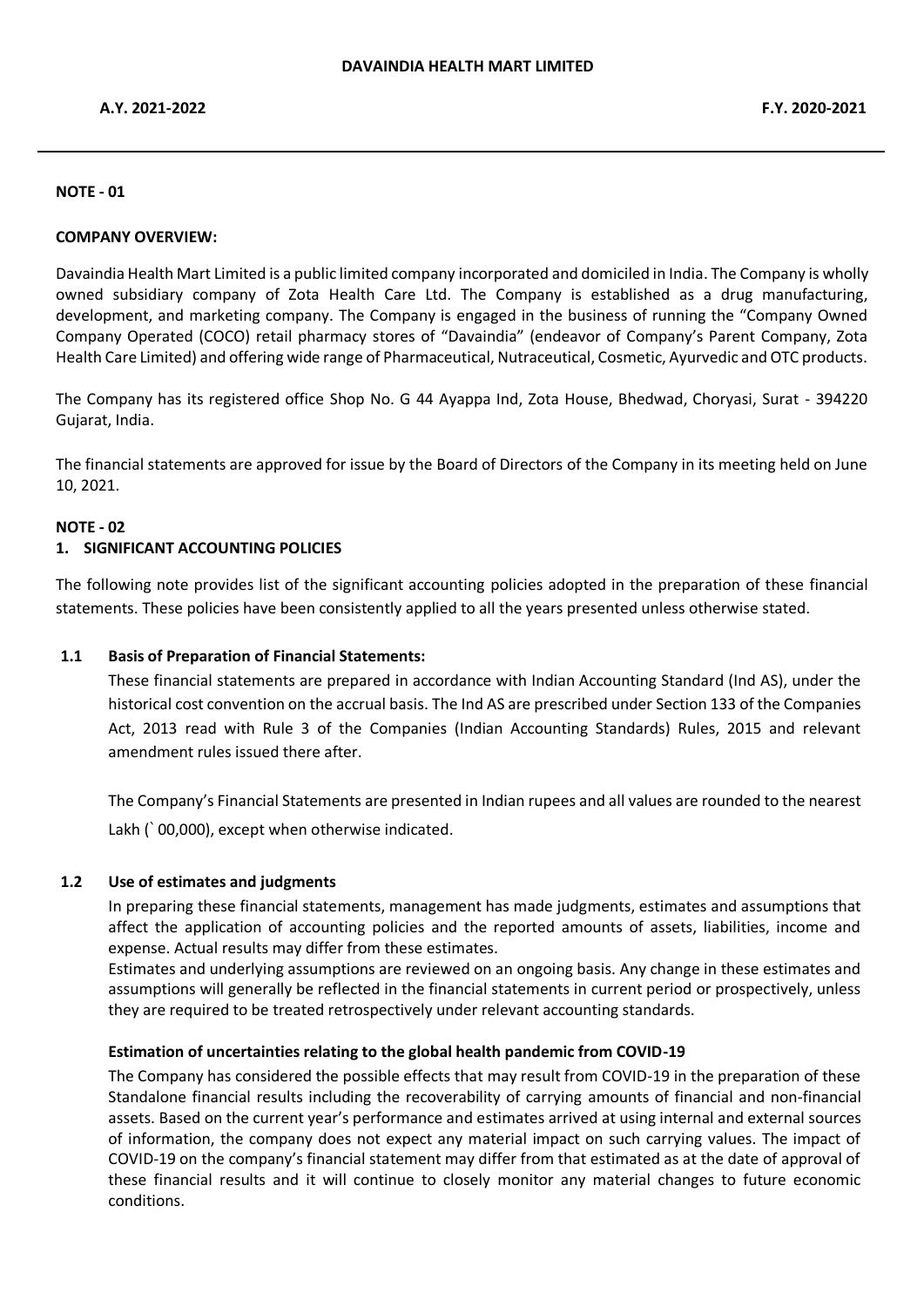**NOTE - 01**

**COMPANY OVERVIEW:**

Davaindia Health Mart Limited is a public limited company incorporated and domiciled in India. The Company is wholly owned subsidiary company of Zota Health Care Ltd. The Company is established as a drug manufacturing, development, and marketing company. The Company is engaged in the business of running the "Company Owned Company Operated (COCO) retail pharmacy stores of "Davaindia" (endeavor of Company's Parent Company, Zota Health Care Limited) and offering wide range of Pharmaceutical, Nutraceutical, Cosmetic, Ayurvedic and OTC products.

The Company has its registered office Shop No. G 44 Ayappa Ind, Zota House, Bhedwad, Choryasi, Surat - 394220 Gujarat, India.

The financial statements are approved for issue by the Board of Directors of the Company in its meeting held on June 10, 2021.

**NOTE - 02**

## 1. SIGNIFICANT ACCOUNTING POLICIES

The following note provides list of the significant accounting policies adopted in the preparation of these financial statements. These policies have been consistently applied to all the years presented unless otherwise stated.

### 1.1 Basis of Preparation of Financial Statements:

These financial statements are prepared in accordance with Indian Accounting Standard (Ind AS), under the historical cost convention on the accrual basis. The Ind AS are prescribed under Section 133 of the Companies Act, 2013 read with Rule 3 of the Companies (Indian Accounting Standards) Rules, 2015 and relevant amendment rules issued there after.

The Company's Financial Statements are presented in Indian rupees and all values are rounded to the nearest Lakh (` 00,000), except when otherwise indicated.

### 1.2 Use of estimates and judgments

In preparing these financial statements, management has made judgments, estimates and assumptions that affect the application of accounting policies and the reported amounts of assets, liabilities, income and expense. Actual results may differ from these estimates.

Estimates and underlying assumptions are reviewed on an ongoing basis. Any change in these estimates and assumptions will generally be reflected in the financial statements in current period or prospectively, unless they are required to be treated retrospectively under relevant accounting standards.

**Estimation of uncertainties relating to the global health pandemic from COVID-19**

The Company has considered the possible effects that may result from COVID-19 in the preparation of these Standalone financial results including the recoverability of carrying amounts of financial and non-financial assets. Based on the current year's performance and estimates arrived at using internal and external sources of information, the company does not expect any material impact on such carrying values. The impact of COVID-19 on the company's financial statement may differ from that estimated as at the date of approval of these financial results and it will continue to closely monitor any material changes to future economic conditions.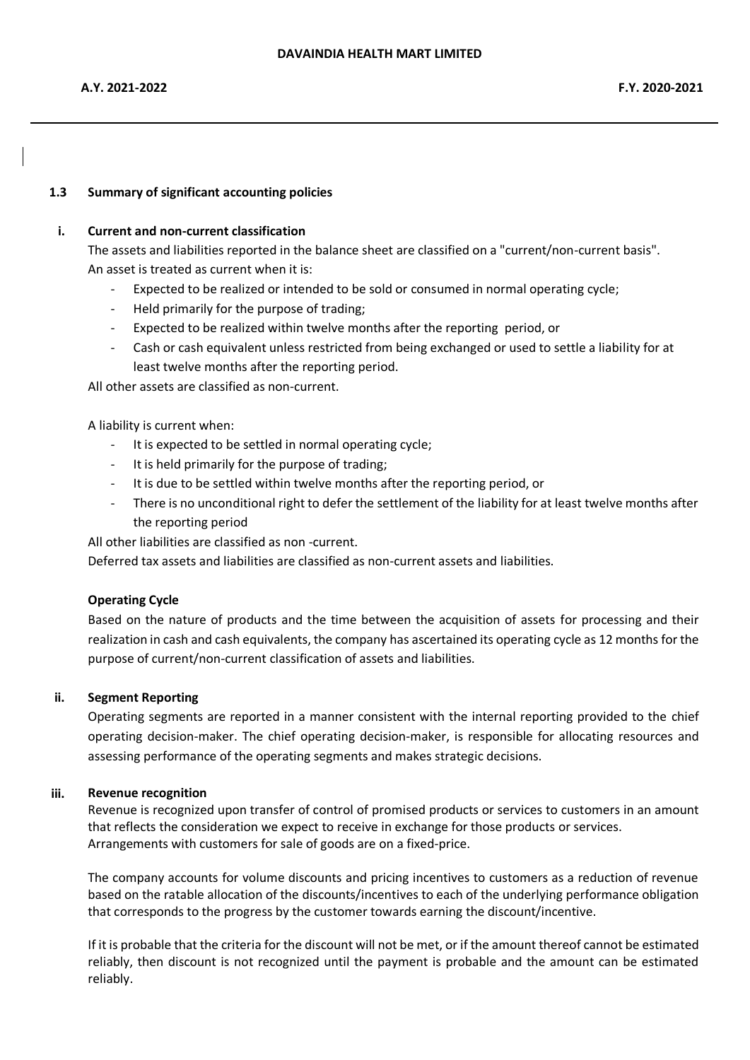### 1.3 Summary of significant accounting policies

#### i. Current and non-current classification

The assets and liabilities reported in the balance sheet are classified on a "current/non-current basis". An asset is treated as current when it is:

- Expected to be realized or intended to be sold or consumed in normal operating cycle;
- Held primarily for the purpose of trading;
- Expected to be realized within twelve months after the reporting period, or
- Cash or cash equivalent unless restricted from being exchanged or used to settle a liability for at least twelve months after the reporting period.

All other assets are classified as non-current.

A liability is current when:

- It is expected to be settled in normal operating cycle;
- It is held primarily for the purpose of trading;
- It is due to be settled within twelve months after the reporting period, or
- There is no unconditional right to defer the settlement of the liability for at least twelve months after the reporting period

All other liabilities are classified as non -current.

Deferred tax assets and liabilities are classified as non-current assets and liabilities.

**Operating Cycle**

Based on the nature of products and the time between the acquisition of assets for processing and their realization in cash and cash equivalents, the company has ascertained its operating cycle as 12 months for the purpose of current/non-current classification of assets and liabilities.

#### ii. Segment Reporting

Operating segments are reported in a manner consistent with the internal reporting provided to the chief operating decision-maker. The chief operating decision-maker, is responsible for allocating resources and assessing performance of the operating segments and makes strategic decisions.

#### iii. Revenue recognition

Revenue is recognized upon transfer of control of promised products or services to customers in an amount that reflects the consideration we expect to receive in exchange for those products or services. Arrangements with customers for sale of goods are on a fixed-price.

The company accounts for volume discounts and pricing incentives to customers as a reduction of revenue based on the ratable allocation of the discounts/incentives to each of the underlying performance obligation that corresponds to the progress by the customer towards earning the discount/incentive.

If it is probable that the criteria for the discount will not be met, or if the amount thereof cannot be estimated reliably, then discount is not recognized until the payment is probable and the amount can be estimated reliably.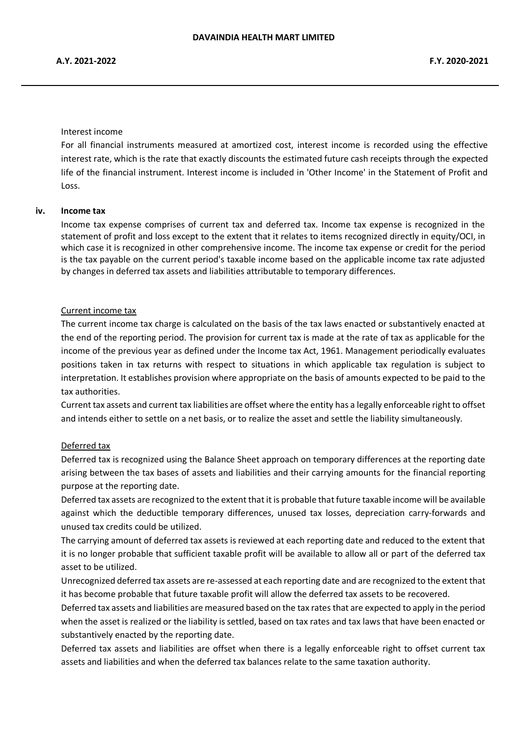Interest income

For all financial instruments measured at amortized cost, interest income is recorded using the effective interest rate, which is the rate that exactly discounts the estimated future cash receipts through the expected life of the financial instrument. Interest income is included in 'Other Income' in the Statement of Profit and Loss.

**iv. Income tax**

Income tax expense comprises of current tax and deferred tax. Income tax expense is recognized in the statement of profit and loss except to the extent that it relates to items recognized directly in equity/OCI, in which case it is recognized in other comprehensive income. The income tax expense or credit for the period is the tax payable on the current period's taxable income based on the applicable income tax rate adjusted by changes in deferred tax assets and liabilities attributable to temporary differences.

<u>Current income tax</u>

The current income tax charge is calculated on the basis of the tax laws enacted or substantively enacted at the end of the reporting period. The provision for current tax is made at the rate of tax as applicable for the income of the previous year as defined under the Income tax Act, 1961. Management periodically evaluates positions taken in tax returns with respect to situations in which applicable tax regulation is subject to interpretation. It establishes provision where appropriate on the basis of amounts expected to be paid to the tax authorities.

Current tax assets and current tax liabilities are offset where the entity has a legally enforceable right to offset and intends either to settle on a net basis, or to realize the asset and settle the liability simultaneously.

<u>Deferred tax</u>

Deferred tax is recognized using the Balance Sheet approach on temporary differences at the reporting date arising between the tax bases of assets and liabilities and their carrying amounts for the financial reporting purpose at the reporting date.

Deferred tax assets are recognized to the extent that it is probable that future taxable income will be available against which the deductible temporary differences, unused tax losses, depreciation carry-forwards and unused tax credits could be utilized.

The carrying amount of deferred tax assets is reviewed at each reporting date and reduced to the extent that it is no longer probable that sufficient taxable profit will be available to allow all or part of the deferred tax asset to be utilized.

Unrecognized deferred tax assets are re-assessed at each reporting date and are recognized to the extent that it has become probable that future taxable profit will allow the deferred tax assets to be recovered.

Deferred tax assets and liabilities are measured based on the tax rates that are expected to apply in the period when the asset is realized or the liability is settled, based on tax rates and tax laws that have been enacted or substantively enacted by the reporting date.

Deferred tax assets and liabilities are offset when there is a legally enforceable right to offset current tax assets and liabilities and when the deferred tax balances relate to the same taxation authority.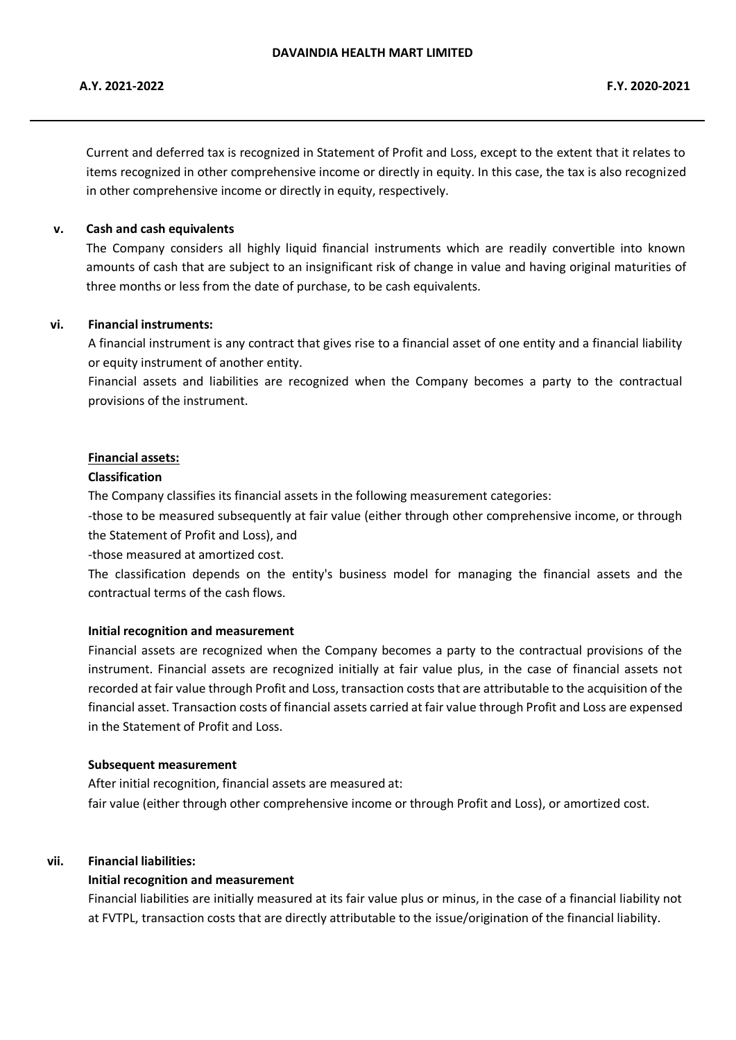Current and deferred tax is recognized in Statement of Profit and Loss, except to the extent that it relates to items recognized in other comprehensive income or directly in equity. In this case, the tax is also recognized in other comprehensive income or directly in equity, respectively.

**v. Cash and cash equivalents**

The Company considers all highly liquid financial instruments which are readily convertible into known amounts of cash that are subject to an insignificant risk of change in value and having original maturities of three months or less from the date of purchase, to be cash equivalents.

**vi. Financial instruments:**

A financial instrument is any contract that gives rise to a financial asset of one entity and a financial liability or equity instrument of another entity.

Financial assets and liabilities are recognized when the Company becomes a party to the contractual provisions of the instrument.

**Financial assets:**

**Classification**

The Company classifies its financial assets in the following measurement categories:

-those to be measured subsequently at fair value (either through other comprehensive income, or through the Statement of Profit and Loss), and

-those measured at amortized cost.

The classification depends on the entity's business model for managing the financial assets and the contractual terms of the cash flows.

**Initial recognition and measurement**

Financial assets are recognized when the Company becomes a party to the contractual provisions of the instrument. Financial assets are recognized initially at fair value plus, in the case of financial assets not recorded at fair value through Profit and Loss, transaction costs that are attributable to the acquisition of the financial asset. Transaction costs of financial assets carried at fair value through Profit and Loss are expensed in the Statement of Profit and Loss.

**Subsequent measurement**

After initial recognition, financial assets are measured at:

fair value (either through other comprehensive income or through Profit and Loss), or amortized cost.

**vii. Financial liabilities:**

**Initial recognition and measurement**

Financial liabilities are initially measured at its fair value plus or minus, in the case of a financial liability not at FVTPL, transaction costs that are directly attributable to the issue/origination of the financial liability.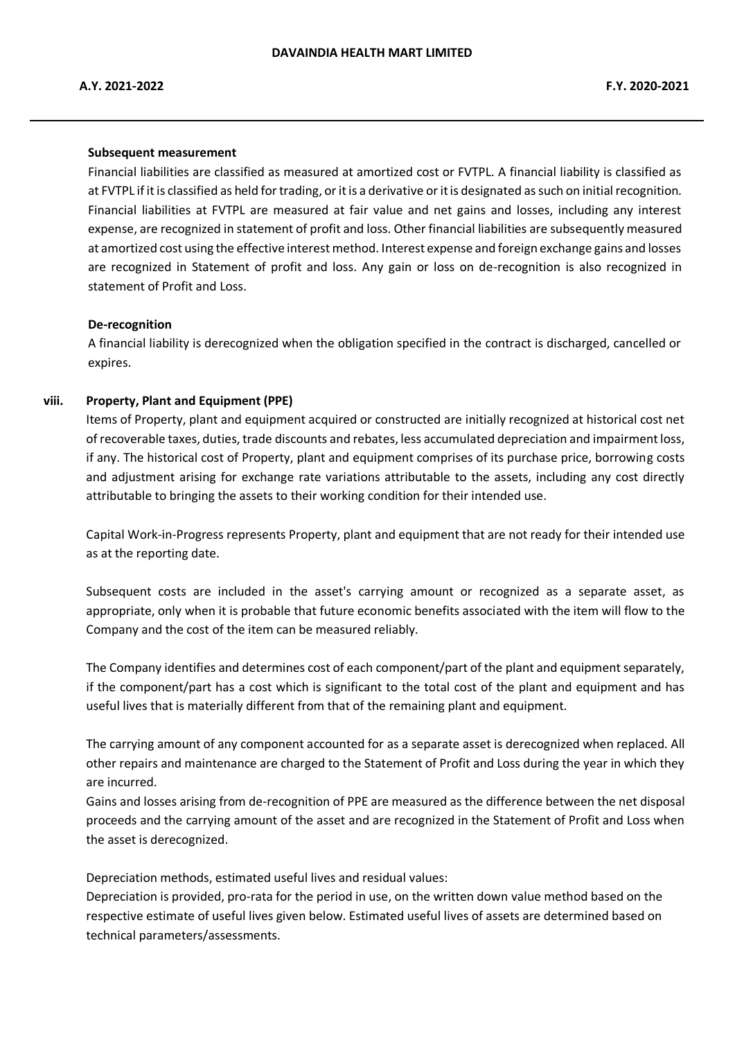**Subsequent measurement**

Financial liabilities are classified as measured at amortized cost or FVTPL. A financial liability is classified as at FVTPL if it is classified as held for trading, or it is a derivative or it is designated as such on initial recognition. Financial liabilities at FVTPL are measured at fair value and net gains and losses, including any interest expense, are recognized in statement of profit and loss. Other financial liabilities are subsequently measured at amortized cost using the effective interest method. Interest expense and foreign exchange gains and losses are recognized in Statement of profit and loss. Any gain or loss on de-recognition is also recognized in statement of Profit and Loss.

**De-recognition**

A financial liability is derecognized when the obligation specified in the contract is discharged, cancelled or expires.

**viii. Property, Plant and Equipment (PPE)**

Items of Property, plant and equipment acquired or constructed are initially recognized at historical cost net of recoverable taxes, duties, trade discounts and rebates, less accumulated depreciation and impairment loss, if any. The historical cost of Property, plant and equipment comprises of its purchase price, borrowing costs and adjustment arising for exchange rate variations attributable to the assets, including any cost directly attributable to bringing the assets to their working condition for their intended use.

Capital Work-in-Progress represents Property, plant and equipment that are not ready for their intended use as at the reporting date.

Subsequent costs are included in the asset's carrying amount or recognized as a separate asset, as appropriate, only when it is probable that future economic benefits associated with the item will flow to the Company and the cost of the item can be measured reliably.

The Company identifies and determines cost of each component/part of the plant and equipment separately, if the component/part has a cost which is significant to the total cost of the plant and equipment and has useful lives that is materially different from that of the remaining plant and equipment.

The carrying amount of any component accounted for as a separate asset is derecognized when replaced. All other repairs and maintenance are charged to the Statement of Profit and Loss during the year in which they are incurred.

Gains and losses arising from de-recognition of PPE are measured as the difference between the net disposal proceeds and the carrying amount of the asset and are recognized in the Statement of Profit and Loss when the asset is derecognized.

Depreciation methods, estimated useful lives and residual values:

Depreciation is provided, pro-rata for the period in use, on the written down value method based on the respective estimate of useful lives given below. Estimated useful lives of assets are determined based on technical parameters/assessments.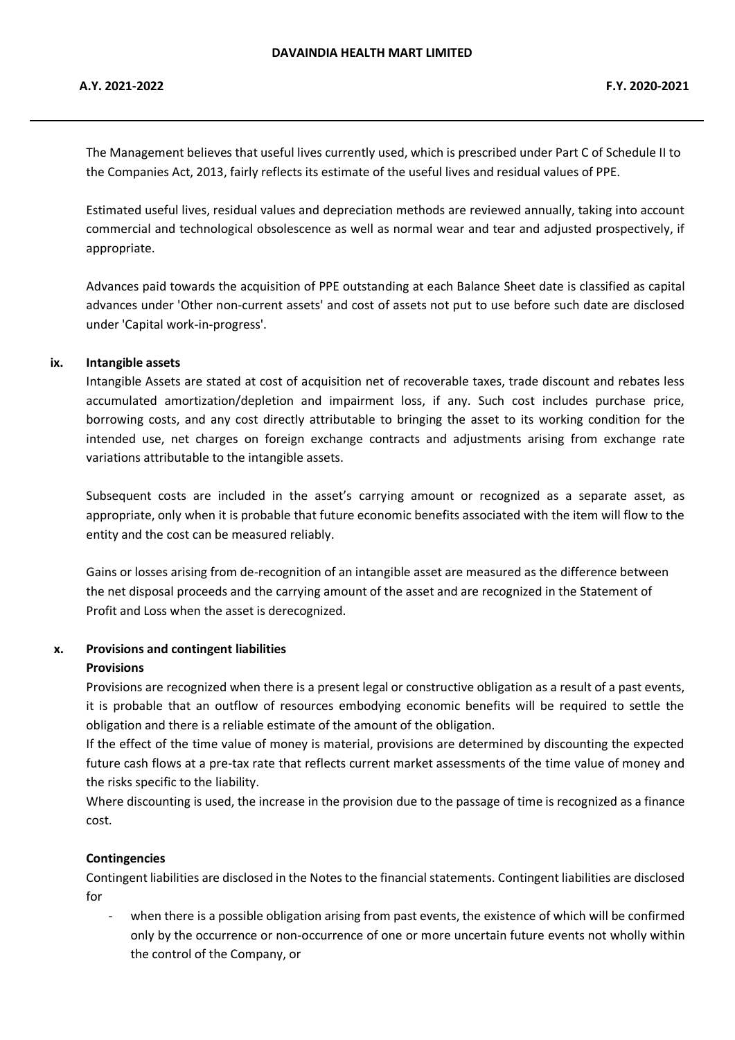The Management believes that useful lives currently used, which is prescribed under Part C of Schedule II to the Companies Act, 2013, fairly reflects its estimate of the useful lives and residual values of PPE.

Estimated useful lives, residual values and depreciation methods are reviewed annually, taking into account commercial and technological obsolescence as well as normal wear and tear and adjusted prospectively, if appropriate.

Advances paid towards the acquisition of PPE outstanding at each Balance Sheet date is classified as capital advances under 'Other non-current assets' and cost of assets not put to use before such date are disclosed under 'Capital work-in-progress'.

**ix. Intangible assets**

Intangible Assets are stated at cost of acquisition net of recoverable taxes, trade discount and rebates less accumulated amortization/depletion and impairment loss, if any. Such cost includes purchase price, borrowing costs, and any cost directly attributable to bringing the asset to its working condition for the intended use, net charges on foreign exchange contracts and adjustments arising from exchange rate variations attributable to the intangible assets.

Subsequent costs are included in the asset's carrying amount or recognized as a separate asset, as appropriate, only when it is probable that future economic benefits associated with the item will flow to the entity and the cost can be measured reliably.

Gains or losses arising from de-recognition of an intangible asset are measured as the difference between the net disposal proceeds and the carrying amount of the asset and are recognized in the Statement of Profit and Loss when the asset is derecognized.

**x. Provisions and contingent liabilities**

**Provisions**

Provisions are recognized when there is a present legal or constructive obligation as a result of a past events, it is probable that an outflow of resources embodying economic benefits will be required to settle the obligation and there is a reliable estimate of the amount of the obligation.

If the effect of the time value of money is material, provisions are determined by discounting the expected future cash flows at a pre-tax rate that reflects current market assessments of the time value of money and the risks specific to the liability.

Where discounting is used, the increase in the provision due to the passage of time is recognized as a finance cost.

**Contingencies**

Contingent liabilities are disclosed in the Notes to the financial statements. Contingent liabilities are disclosed for

- when there is a possible obligation arising from past events, the existence of which will be confirmed only by the occurrence or non-occurrence of one or more uncertain future events not wholly within the control of the Company, or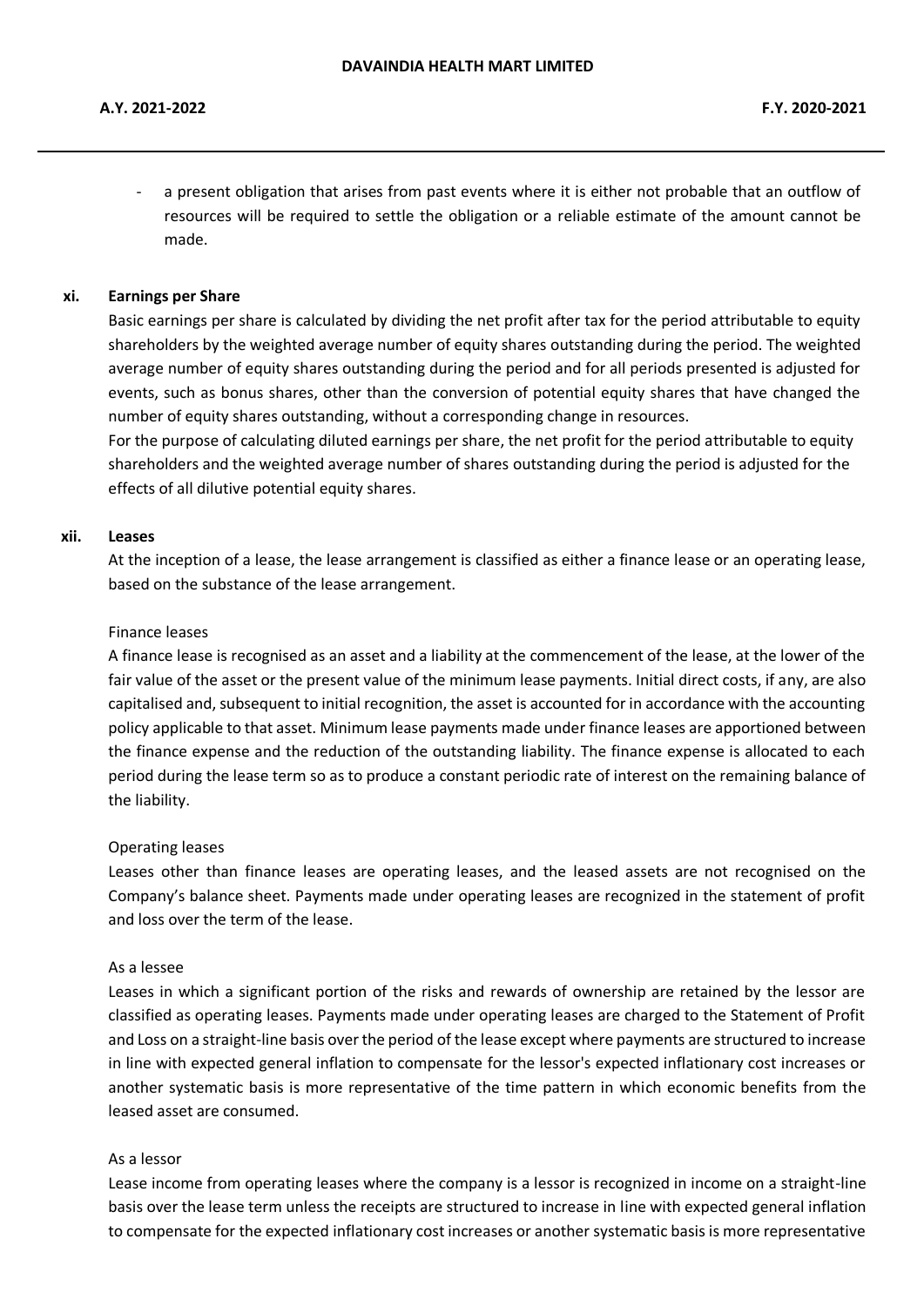- a present obligation that arises from past events where it is either not probable that an outflow of resources will be required to settle the obligation or a reliable estimate of the amount cannot be made.

**xi. Earnings per Share**

Basic earnings per share is calculated by dividing the net profit after tax for the period attributable to equity shareholders by the weighted average number of equity shares outstanding during the period. The weighted average number of equity shares outstanding during the period and for all periods presented is adjusted for events, such as bonus shares, other than the conversion of potential equity shares that have changed the number of equity shares outstanding, without a corresponding change in resources.

For the purpose of calculating diluted earnings per share, the net profit for the period attributable to equity shareholders and the weighted average number of shares outstanding during the period is adjusted for the effects of all dilutive potential equity shares.

**xii. Leases**

At the inception of a lease, the lease arrangement is classified as either a finance lease or an operating lease, based on the substance of the lease arrangement.

Finance leases

A finance lease is recognised as an asset and a liability at the commencement of the lease, at the lower of the fair value of the asset or the present value of the minimum lease payments. Initial direct costs, if any, are also capitalised and, subsequent to initial recognition, the asset is accounted for in accordance with the accounting policy applicable to that asset. Minimum lease payments made under finance leases are apportioned between the finance expense and the reduction of the outstanding liability. The finance expense is allocated to each period during the lease term so as to produce a constant periodic rate of interest on the remaining balance of the liability.

Operating leases

Leases other than finance leases are operating leases, and the leased assets are not recognised on the Company's balance sheet. Payments made under operating leases are recognized in the statement of profit and loss over the term of the lease.

As a lessee

Leases in which a significant portion of the risks and rewards of ownership are retained by the lessor are classified as operating leases. Payments made under operating leases are charged to the Statement of Profit and Loss on a straight-line basis over the period of the lease except where payments are structured to increase in line with expected general inflation to compensate for the lessor's expected inflationary cost increases or another systematic basis is more representative of the time pattern in which economic benefits from the leased asset are consumed.

As a lessor

Lease income from operating leases where the company is a lessor is recognized in income on a straight-line basis over the lease term unless the receipts are structured to increase in line with expected general inflation to compensate for the expected inflationary cost increases or another systematic basis is more representative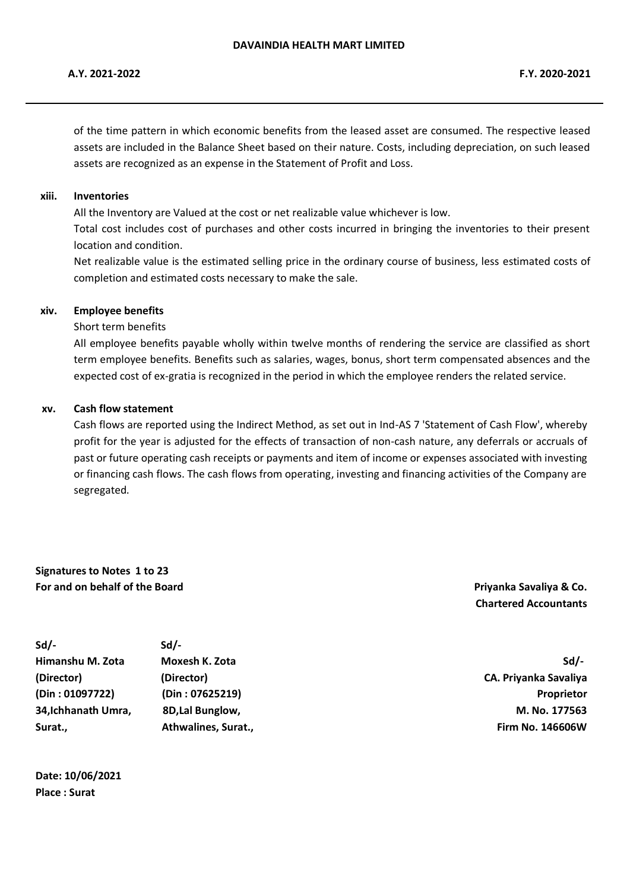of the time pattern in which economic benefits from the leased asset are consumed. The respective leased assets are included in the Balance Sheet based on their nature. Costs, including depreciation, on such leased assets are recognized as an expense in the Statement of Profit and Loss.

**xiii. Inventories**

All the Inventory are Valued at the cost or net realizable value whichever is low.

Total cost includes cost of purchases and other costs incurred in bringing the inventories to their present location and condition.

Net realizable value is the estimated selling price in the ordinary course of business, less estimated costs of completion and estimated costs necessary to make the sale.

**xiv. Employee benefits**

Short term benefits

All employee benefits payable wholly within twelve months of rendering the service are classified as short term employee benefits. Benefits such as salaries, wages, bonus, short term compensated absences and the expected cost of ex-gratia is recognized in the period in which the employee renders the related service.

**xv. Cash flow statement**

Cash flows are reported using the Indirect Method, as set out in Ind-AS 7 'Statement of Cash Flow', whereby profit for the year is adjusted for the effects of transaction of non-cash nature, any deferrals or accruals of past or future operating cash receipts or payments and item of income or expenses associated with investing or financing cash flows. The cash flows from operating, investing and financing activities of the Company are segregated.

**Signatures to Notes 1 to 23**

**For and on behalf of the Board**

**Priyanka Savaliya & Co.**
**Chartered Accountants**

| | | |
|---|---|---|
| **Sd/-** | **Sd/-** | **Sd/-** |
| **Himanshu M. Zota** | **Moxesh K. Zota** | **CA. Priyanka Savaliya** |
| **(Director)** | **(Director)** | **Proprietor** |
| **(Din : 01097722)** | **(Din : 07625219)** | **M. No. 177563** |
| **34,Ichhanath Umra,** | **8D,Lal Bunglow,** | **Firm No. 146606W** |
| **Surat.,** | **Athwalines, Surat.,** | |

**Date: 10/06/2021**
**Place : Surat**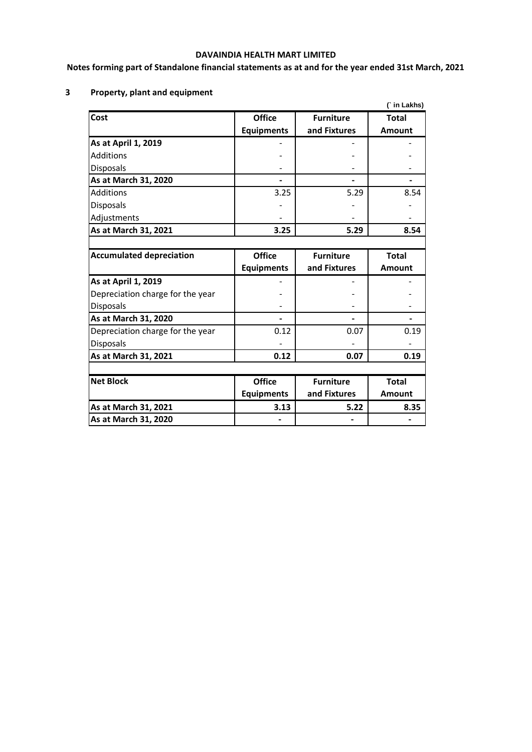**DAVAINDIA HEALTH MART LIMITED**

**Notes forming part of Standalone financial statements as at and for the year ended 31st March, 2021**

## 3 Property, plant and equipment

(` in Lakhs)

| Cost | Office Equipments | Furniture and Fixtures | Total Amount |
|---|---|---|---|
| **As at April 1, 2019** | - | - | - |
| Additions | - | - | - |
| Disposals | - | - | - |
| **As at March 31, 2020** | **-** | **-** | **-** |
| Additions | 3.25 | 5.29 | 8.54 |
| Disposals | - | - | - |
| Adjustments | - | - | - |
| **As at March 31, 2021** | **3.25** | **5.29** | **8.54** |

| Accumulated depreciation | Office Equipments | Furniture and Fixtures | Total Amount |
|---|---|---|---|
| **As at April 1, 2019** | - | - | - |
| Depreciation charge for the year | - | - | - |
| Disposals | - | - | - |
| **As at March 31, 2020** | **-** | **-** | **-** |
| Depreciation charge for the year | 0.12 | 0.07 | 0.19 |
| Disposals | - | - | - |
| **As at March 31, 2021** | **0.12** | **0.07** | **0.19** |

| Net Block | Office Equipments | Furniture and Fixtures | Total Amount |
|---|---|---|---|
| **As at March 31, 2021** | **3.13** | **5.22** | **8.35** |
| **As at March 31, 2020** | **-** | **-** | **-** |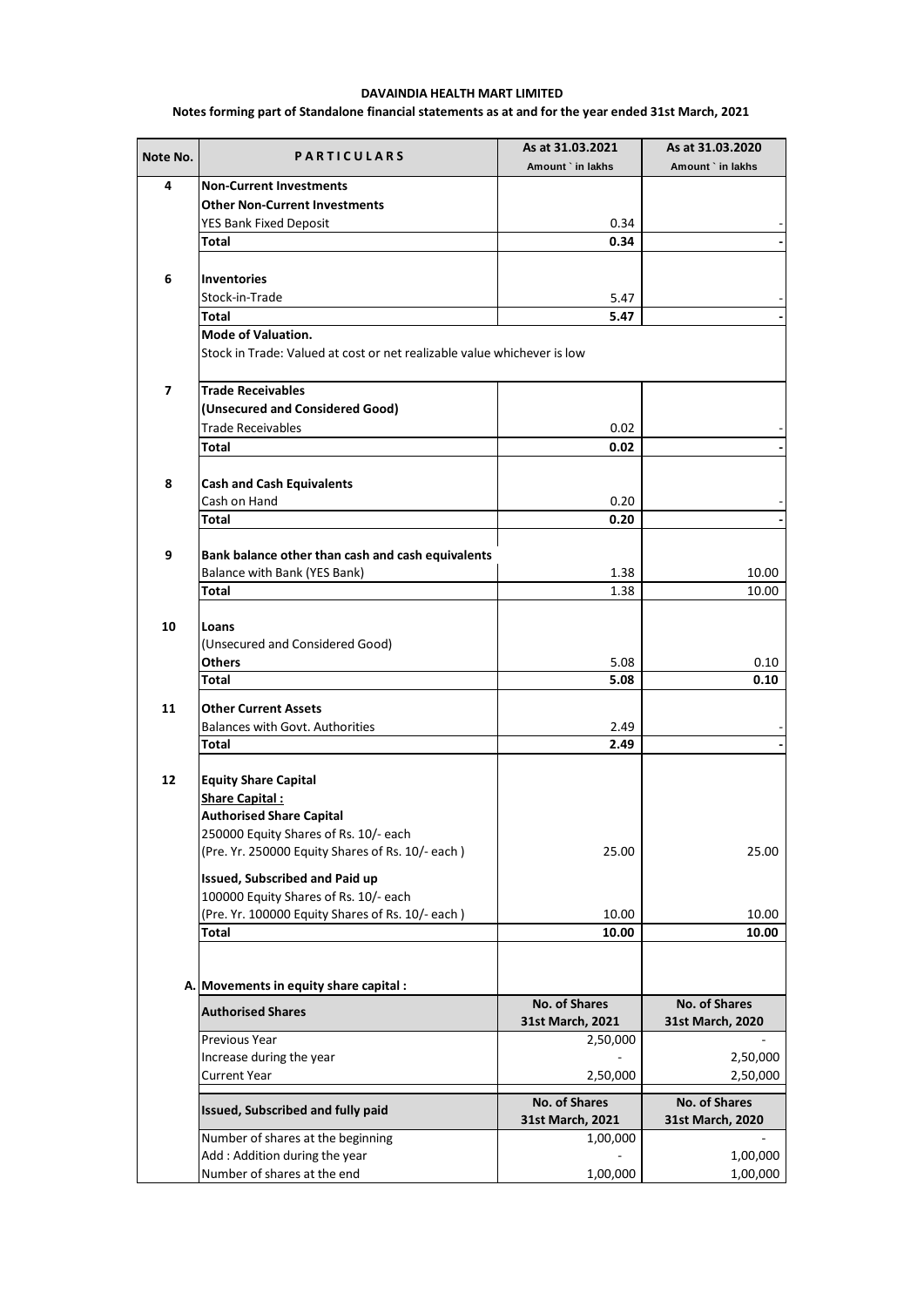**DAVAINDIA HEALTH MART LIMITED**

**Notes forming part of Standalone financial statements as at and for the year ended 31st March, 2021**

| Note No. | PARTICULARS | As at 31.03.2021 Amount ` in lakhs | As at 31.03.2020 Amount ` in lakhs |
|---|---|---|---|
| 4 | **Non-Current Investments** | | |
| | **Other Non-Current Investments** | | |
| | YES Bank Fixed Deposit | 0.34 | - |
| | **Total** | **0.34** | **-** |
| 6 | **Inventories** | | |
| | Stock-in-Trade | 5.47 | - |
| | **Total** | **5.47** | **-** |
| | **Mode of Valuation.** | | |
| | Stock in Trade: Valued at cost or net realizable value whichever is low | | |
| 7 | **Trade Receivables** | | |
| | **(Unsecured and Considered Good)** | | |
| | Trade Receivables | 0.02 | - |
| | **Total** | **0.02** | **-** |
| 8 | **Cash and Cash Equivalents** | | |
| | Cash on Hand | 0.20 | - |
| | **Total** | **0.20** | **-** |
| 9 | **Bank balance other than cash and cash equivalents** | | |
| | Balance with Bank (YES Bank) | 1.38 | 10.00 |
| | **Total** | 1.38 | 10.00 |
| 10 | **Loans** | | |
| | (Unsecured and Considered Good) | | |
| | **Others** | 5.08 | 0.10 |
| | **Total** | **5.08** | **0.10** |
| 11 | **Other Current Assets** | | |
| | Balances with Govt. Authorities | 2.49 | - |
| | **Total** | **2.49** | **-** |
| 12 | **Equity Share Capital** | | |
| | **Share Capital :** | | |
| | **Authorised Share Capital** | | |
| | 250000 Equity Shares of Rs. 10/- each (Pre. Yr. 250000 Equity Shares of Rs. 10/- each ) | 25.00 | 25.00 |
| | **Issued, Subscribed and Paid up** | | |
| | 100000 Equity Shares of Rs. 10/- each (Pre. Yr. 100000 Equity Shares of Rs. 10/- each ) | 10.00 | 10.00 |
| | **Total** | **10.00** | **10.00** |

**A. Movements in equity share capital :**

| Authorised Shares | No. of Shares 31st March, 2021 | No. of Shares 31st March, 2020 |
|---|---|---|
| Previous Year | 2,50,000 | - |
| Increase during the year | - | 2,50,000 |
| Current Year | 2,50,000 | 2,50,000 |

| Issued, Subscribed and fully paid | No. of Shares 31st March, 2021 | No. of Shares 31st March, 2020 |
|---|---|---|
| Number of shares at the beginning | 1,00,000 | - |
| Add : Addition during the year | - | 1,00,000 |
| Number of shares at the end | 1,00,000 | 1,00,000 |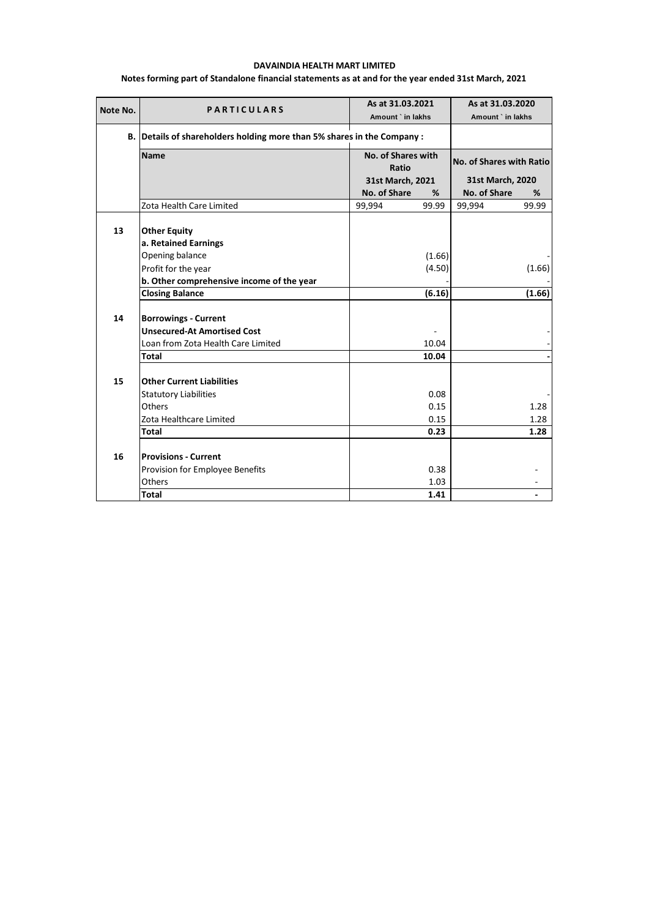**DAVAINDIA HEALTH MART LIMITED**

**Notes forming part of Standalone financial statements as at and for the year ended 31st March, 2021**

| Note No. | PARTICULARS | As at 31.03.2021 | | As at 31.03.2020 | |
|---|---|---|---|---|---|
| | | Amount ` in lakhs | | Amount ` in lakhs | |
| B. | **Details of shareholders holding more than 5% shares in the Company :** | | | | |
| | **Name** | **No. of Shares with Ratio** | | **No. of Shares with Ratio** | |
| | | **31st March, 2021** | | **31st March, 2020** | |
| | | **No. of Share** | **%** | **No. of Share** | **%** |
| | Zota Health Care Limited | 99,994 | 99.99 | 99,994 | 99.99 |
| **13** | **Other Equity** | | | | |
| | **a. Retained Earnings** | | | | |
| | Opening balance | | (1.66) | | - |
| | Profit for the year | | (4.50) | | (1.66) |
| | **b. Other comprehensive income of the year** | | - | | - |
| | **Closing Balance** | | **(6.16)** | | **(1.66)** |
| **14** | **Borrowings - Current** | | | | |
| | **Unsecured-At Amortised Cost** | | - | | - |
| | Loan from Zota Health Care Limited | | 10.04 | | - |
| | **Total** | | **10.04** | | **-** |
| **15** | **Other Current Liabilities** | | | | |
| | Statutory Liabilities | | 0.08 | | - |
| | Others | | 0.15 | | 1.28 |
| | Zota Healthcare Limited | | 0.15 | | 1.28 |
| | **Total** | | **0.23** | | **1.28** |
| **16** | **Provisions - Current** | | | | |
| | Provision for Employee Benefits | | 0.38 | | - |
| | Others | | 1.03 | | - |
| | **Total** | | **1.41** | | **-** |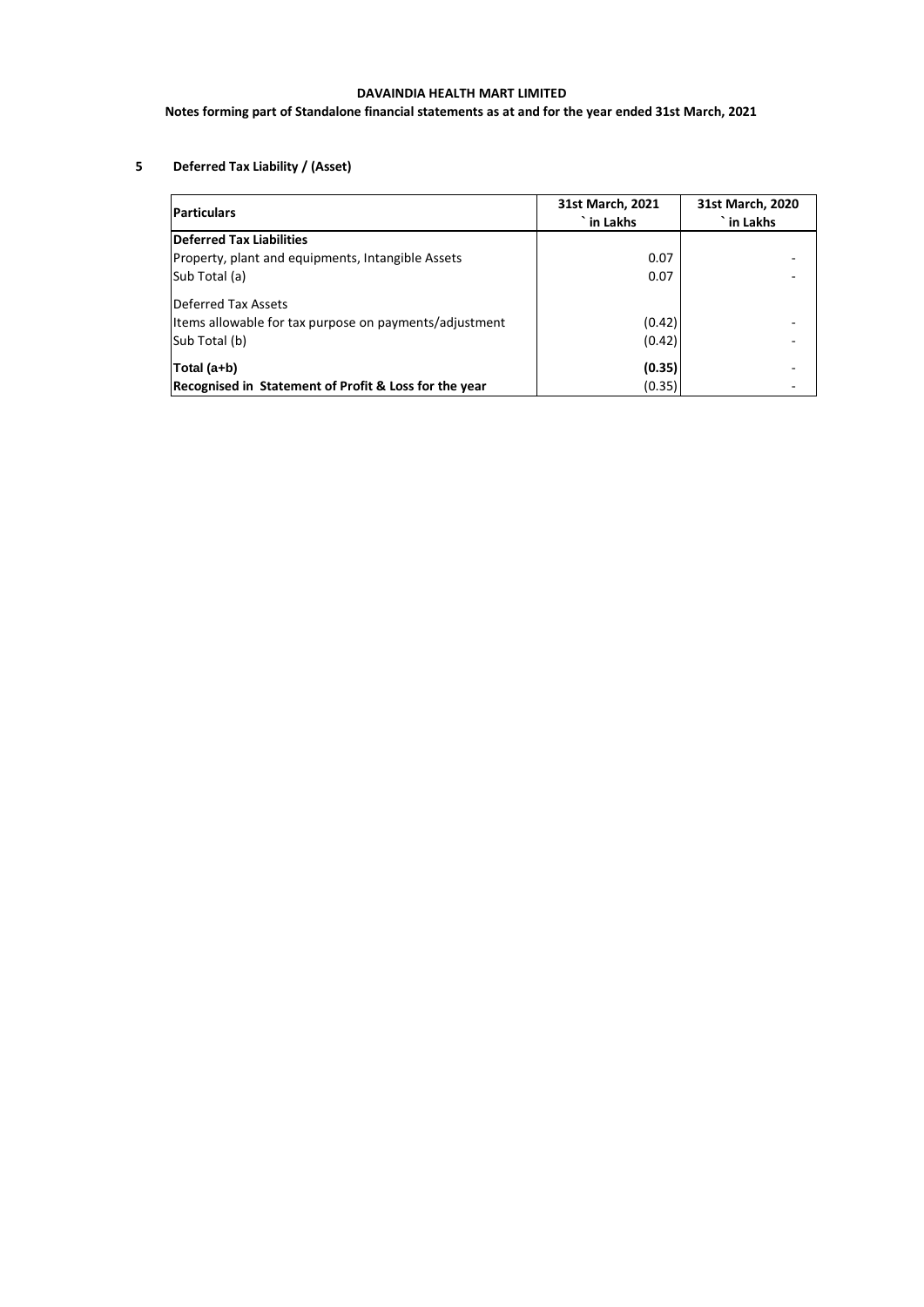**DAVAINDIA HEALTH MART LIMITED**

**Notes forming part of Standalone financial statements as at and for the year ended 31st March, 2021**

## 5 Deferred Tax Liability / (Asset)

| Particulars | 31st March, 2021 ` in Lakhs | 31st March, 2020 ` in Lakhs |
|---|---|---|
| **Deferred Tax Liabilities** | | |
| Property, plant and equipments, Intangible Assets | 0.07 | - |
| Sub Total (a) | 0.07 | - |
| Deferred Tax Assets | | |
| Items allowable for tax purpose on payments/adjustment | (0.42) | - |
| Sub Total (b) | (0.42) | - |
| **Total (a+b)** | **(0.35)** | - |
| **Recognised in Statement of Profit & Loss for the year** | (0.35) | - |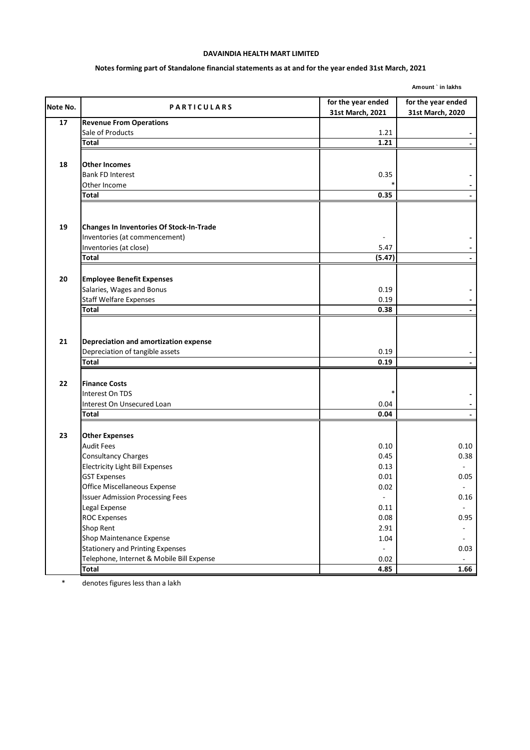**DAVAINDIA HEALTH MART LIMITED**

**Notes forming part of Standalone financial statements as at and for the year ended 31st March, 2021**

Amount ` in lakhs

| Note No. | PARTICULARS | for the year ended 31st March, 2021 | for the year ended 31st March, 2020 |
|---|---|---|---|
| 17 | **Revenue From Operations** | | |
| | Sale of Products | 1.21 | - |
| | **Total** | **1.21** | **-** |
| 18 | **Other Incomes** | | |
| | Bank FD Interest | 0.35 | - |
| | Other Income | * | - |
| | **Total** | **0.35** | **-** |
| 19 | **Changes In Inventories Of Stock-In-Trade** | | |
| | Inventories (at commencement) | - | - |
| | Inventories (at close) | 5.47 | - |
| | **Total** | **(5.47)** | **-** |
| 20 | **Employee Benefit Expenses** | | |
| | Salaries, Wages and Bonus | 0.19 | - |
| | Staff Welfare Expenses | 0.19 | - |
| | **Total** | **0.38** | **-** |
| 21 | **Depreciation and amortization expense** | | |
| | Depreciation of tangible assets | 0.19 | - |
| | **Total** | **0.19** | **-** |
| 22 | **Finance Costs** | | |
| | Interest On TDS | * | - |
| | Interest On Unsecured Loan | 0.04 | - |
| | **Total** | **0.04** | **-** |
| 23 | **Other Expenses** | | |
| | Audit Fees | 0.10 | 0.10 |
| | Consultancy Charges | 0.45 | 0.38 |
| | Electricity Light Bill Expenses | 0.13 | - |
| | GST Expenses | 0.01 | 0.05 |
| | Office Miscellaneous Expense | 0.02 | - |
| | Issuer Admission Processing Fees | - | 0.16 |
| | Legal Expense | 0.11 | - |
| | ROC Expenses | 0.08 | 0.95 |
| | Shop Rent | 2.91 | - |
| | Shop Maintenance Expense | 1.04 | - |
| | Stationery and Printing Expenses | - | 0.03 |
| | Telephone, Internet & Mobile Bill Expense | 0.02 | - |
| | **Total** | **4.85** | **1.66** |

\* denotes figures less than a lakh